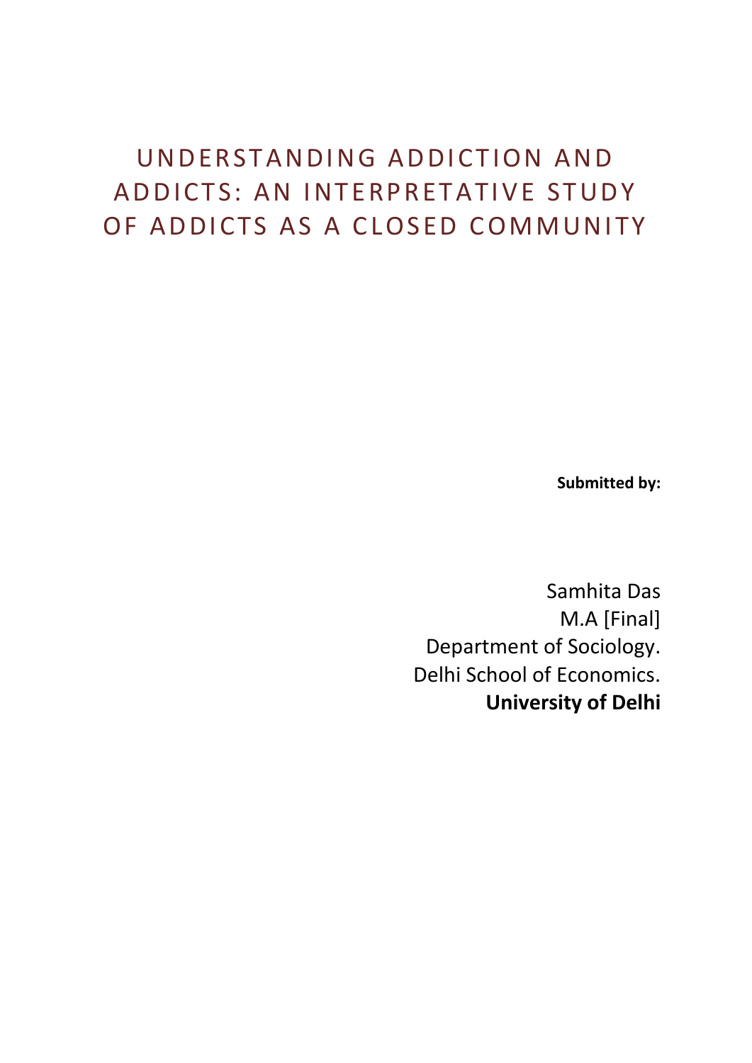# UNDERSTANDING ADDICTION AND ADDICTS: AN INTERPRETATIVE STUDY OF ADDICTS AS A CLOSED COMMUNITY

**Submitted by:**

Samhita Das
M.A [Final]
Department of Sociology.
Delhi School of Economics.
**University of Delhi**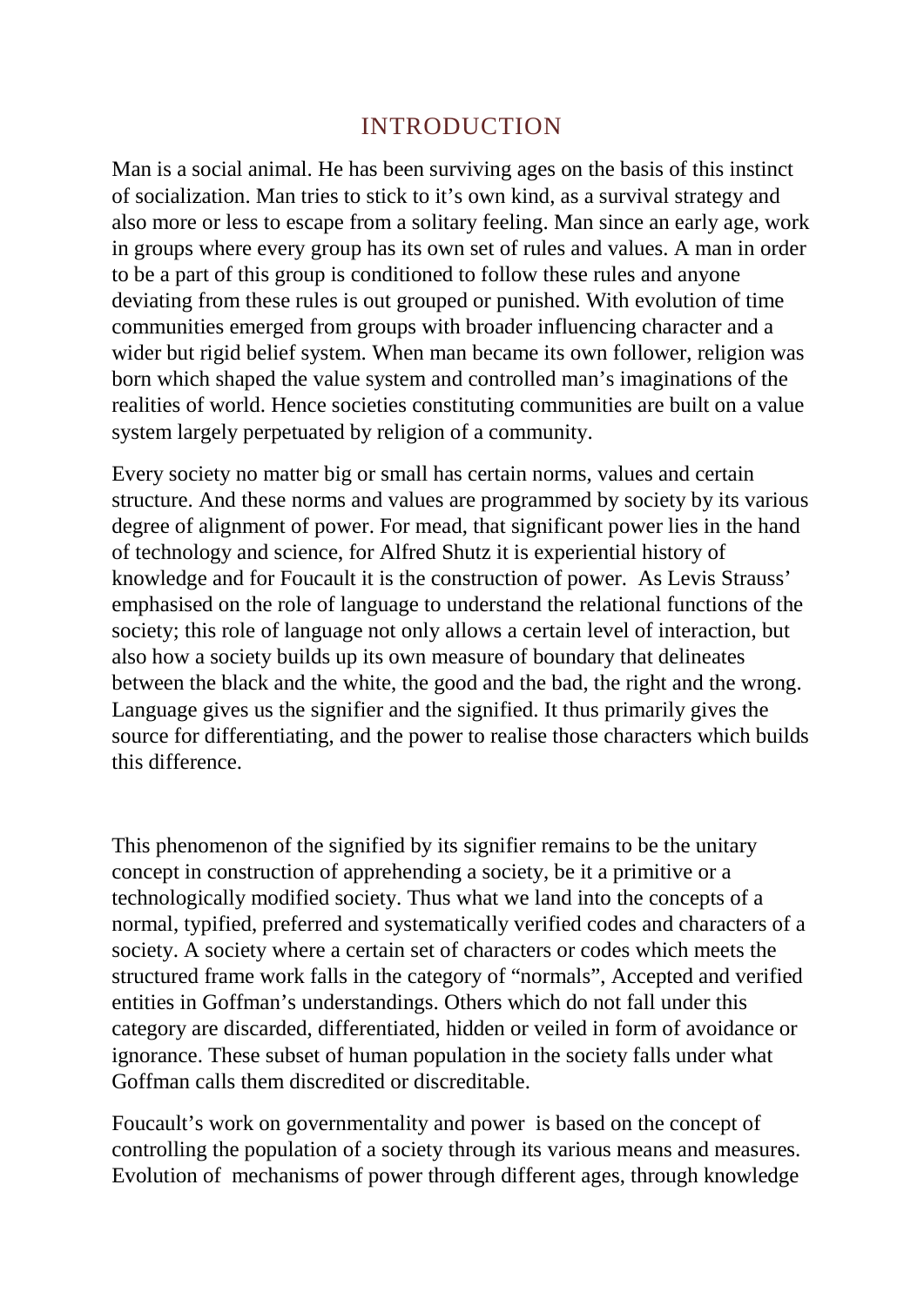# INTRODUCTION

Man is a social animal. He has been surviving ages on the basis of this instinct of socialization. Man tries to stick to it's own kind, as a survival strategy and also more or less to escape from a solitary feeling. Man since an early age, work in groups where every group has its own set of rules and values. A man in order to be a part of this group is conditioned to follow these rules and anyone deviating from these rules is out grouped or punished. With evolution of time communities emerged from groups with broader influencing character and a wider but rigid belief system. When man became its own follower, religion was born which shaped the value system and controlled man's imaginations of the realities of world. Hence societies constituting communities are built on a value system largely perpetuated by religion of a community.

Every society no matter big or small has certain norms, values and certain structure. And these norms and values are programmed by society by its various degree of alignment of power. For mead, that significant power lies in the hand of technology and science, for Alfred Shutz it is experiential history of knowledge and for Foucault it is the construction of power. As Levis Strauss' emphasised on the role of language to understand the relational functions of the society; this role of language not only allows a certain level of interaction, but also how a society builds up its own measure of boundary that delineates between the black and the white, the good and the bad, the right and the wrong. Language gives us the signifier and the signified. It thus primarily gives the source for differentiating, and the power to realise those characters which builds this difference.

This phenomenon of the signified by its signifier remains to be the unitary concept in construction of apprehending a society, be it a primitive or a technologically modified society. Thus what we land into the concepts of a normal, typified, preferred and systematically verified codes and characters of a society. A society where a certain set of characters or codes which meets the structured frame work falls in the category of "normals", Accepted and verified entities in Goffman's understandings. Others which do not fall under this category are discarded, differentiated, hidden or veiled in form of avoidance or ignorance. These subset of human population in the society falls under what Goffman calls them discredited or discreditable.

Foucault's work on governmentality and power is based on the concept of controlling the population of a society through its various means and measures. Evolution of mechanisms of power through different ages, through knowledge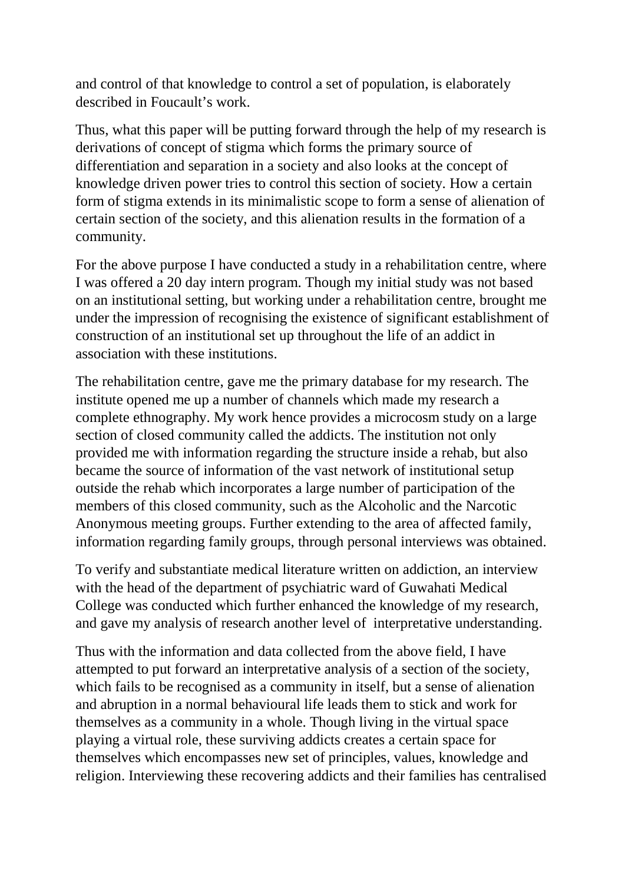and control of that knowledge to control a set of population, is elaborately described in Foucault's work.

Thus, what this paper will be putting forward through the help of my research is derivations of concept of stigma which forms the primary source of differentiation and separation in a society and also looks at the concept of knowledge driven power tries to control this section of society. How a certain form of stigma extends in its minimalistic scope to form a sense of alienation of certain section of the society, and this alienation results in the formation of a community.

For the above purpose I have conducted a study in a rehabilitation centre, where I was offered a 20 day intern program. Though my initial study was not based on an institutional setting, but working under a rehabilitation centre, brought me under the impression of recognising the existence of significant establishment of construction of an institutional set up throughout the life of an addict in association with these institutions.

The rehabilitation centre, gave me the primary database for my research. The institute opened me up a number of channels which made my research a complete ethnography. My work hence provides a microcosm study on a large section of closed community called the addicts. The institution not only provided me with information regarding the structure inside a rehab, but also became the source of information of the vast network of institutional setup outside the rehab which incorporates a large number of participation of the members of this closed community, such as the Alcoholic and the Narcotic Anonymous meeting groups. Further extending to the area of affected family, information regarding family groups, through personal interviews was obtained.

To verify and substantiate medical literature written on addiction, an interview with the head of the department of psychiatric ward of Guwahati Medical College was conducted which further enhanced the knowledge of my research, and gave my analysis of research another level of interpretative understanding.

Thus with the information and data collected from the above field, I have attempted to put forward an interpretative analysis of a section of the society, which fails to be recognised as a community in itself, but a sense of alienation and abruption in a normal behavioural life leads them to stick and work for themselves as a community in a whole. Though living in the virtual space playing a virtual role, these surviving addicts creates a certain space for themselves which encompasses new set of principles, values, knowledge and religion. Interviewing these recovering addicts and their families has centralised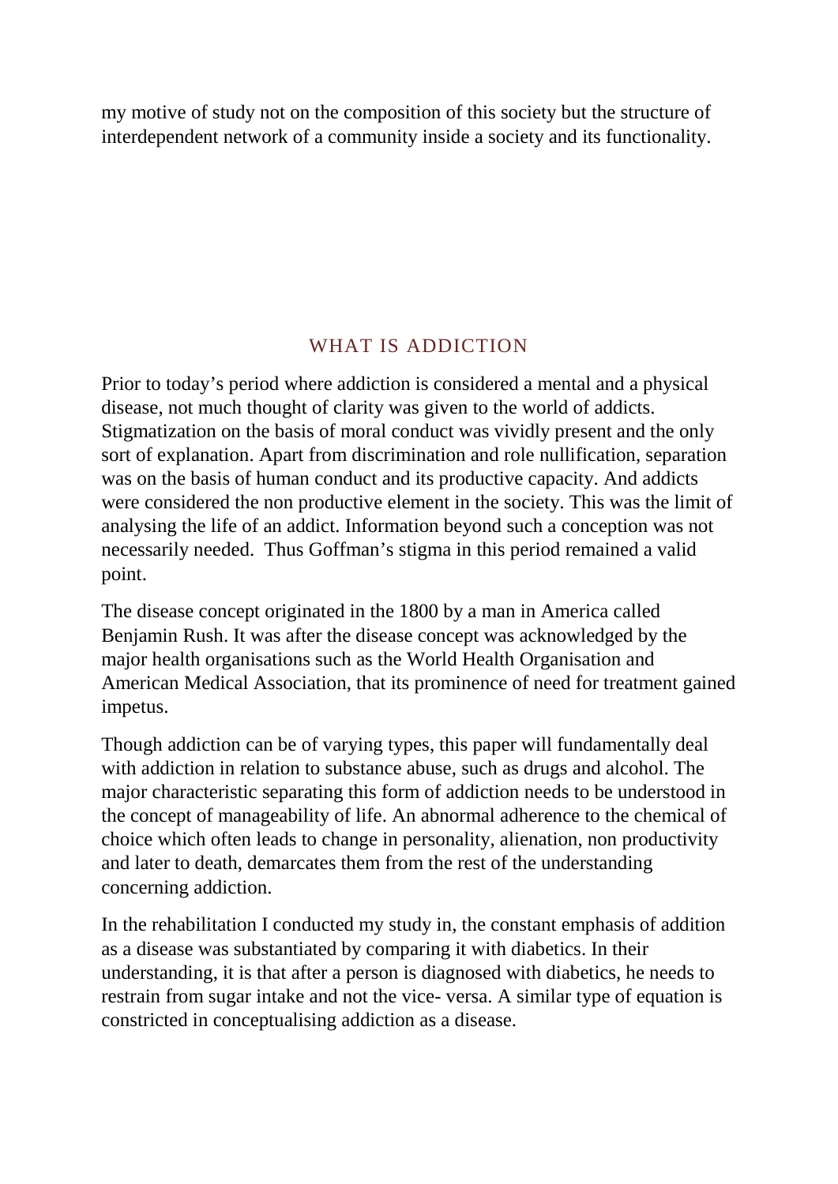my motive of study not on the composition of this society but the structure of interdependent network of a community inside a society and its functionality.

## WHAT IS ADDICTION

Prior to today's period where addiction is considered a mental and a physical disease, not much thought of clarity was given to the world of addicts. Stigmatization on the basis of moral conduct was vividly present and the only sort of explanation. Apart from discrimination and role nullification, separation was on the basis of human conduct and its productive capacity. And addicts were considered the non productive element in the society. This was the limit of analysing the life of an addict. Information beyond such a conception was not necessarily needed. Thus Goffman's stigma in this period remained a valid point.

The disease concept originated in the 1800 by a man in America called Benjamin Rush. It was after the disease concept was acknowledged by the major health organisations such as the World Health Organisation and American Medical Association, that its prominence of need for treatment gained impetus.

Though addiction can be of varying types, this paper will fundamentally deal with addiction in relation to substance abuse, such as drugs and alcohol. The major characteristic separating this form of addiction needs to be understood in the concept of manageability of life. An abnormal adherence to the chemical of choice which often leads to change in personality, alienation, non productivity and later to death, demarcates them from the rest of the understanding concerning addiction.

In the rehabilitation I conducted my study in, the constant emphasis of addition as a disease was substantiated by comparing it with diabetics. In their understanding, it is that after a person is diagnosed with diabetics, he needs to restrain from sugar intake and not the vice- versa. A similar type of equation is constricted in conceptualising addiction as a disease.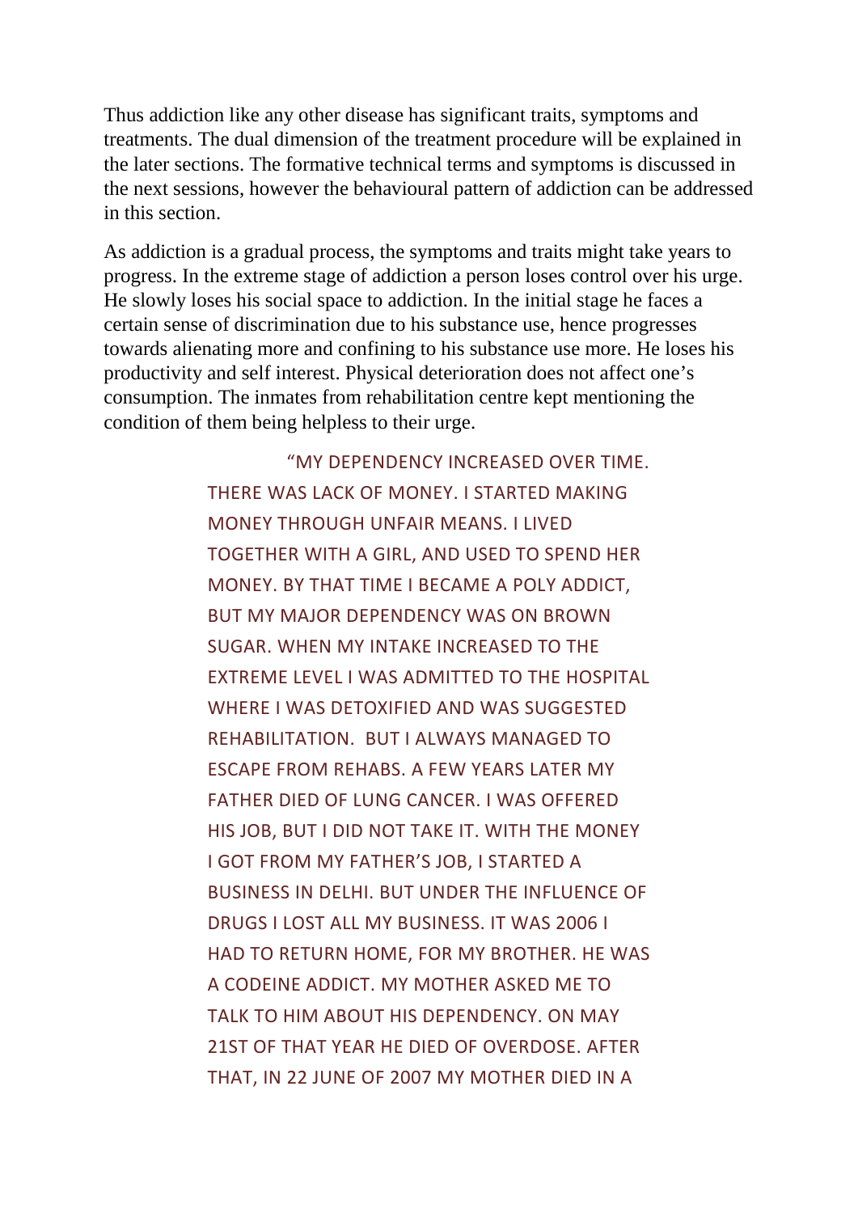Thus addiction like any other disease has significant traits, symptoms and treatments. The dual dimension of the treatment procedure will be explained in the later sections. The formative technical terms and symptoms is discussed in the next sessions, however the behavioural pattern of addiction can be addressed in this section.

As addiction is a gradual process, the symptoms and traits might take years to progress. In the extreme stage of addiction a person loses control over his urge. He slowly loses his social space to addiction. In the initial stage he faces a certain sense of discrimination due to his substance use, hence progresses towards alienating more and confining to his substance use more. He loses his productivity and self interest. Physical deterioration does not affect one's consumption. The inmates from rehabilitation centre kept mentioning the condition of them being helpless to their urge.

> "MY DEPENDENCY INCREASED OVER TIME. THERE WAS LACK OF MONEY. I STARTED MAKING MONEY THROUGH UNFAIR MEANS. I LIVED TOGETHER WITH A GIRL, AND USED TO SPEND HER MONEY. BY THAT TIME I BECAME A POLY ADDICT, BUT MY MAJOR DEPENDENCY WAS ON BROWN SUGAR. WHEN MY INTAKE INCREASED TO THE EXTREME LEVEL I WAS ADMITTED TO THE HOSPITAL WHERE I WAS DETOXIFIED AND WAS SUGGESTED REHABILITATION. BUT I ALWAYS MANAGED TO ESCAPE FROM REHABS. A FEW YEARS LATER MY FATHER DIED OF LUNG CANCER. I WAS OFFERED HIS JOB, BUT I DID NOT TAKE IT. WITH THE MONEY I GOT FROM MY FATHER'S JOB, I STARTED A BUSINESS IN DELHI. BUT UNDER THE INFLUENCE OF DRUGS I LOST ALL MY BUSINESS. IT WAS 2006 I HAD TO RETURN HOME, FOR MY BROTHER. HE WAS A CODEINE ADDICT. MY MOTHER ASKED ME TO TALK TO HIM ABOUT HIS DEPENDENCY. ON MAY 21ST OF THAT YEAR HE DIED OF OVERDOSE. AFTER THAT, IN 22 JUNE OF 2007 MY MOTHER DIED IN A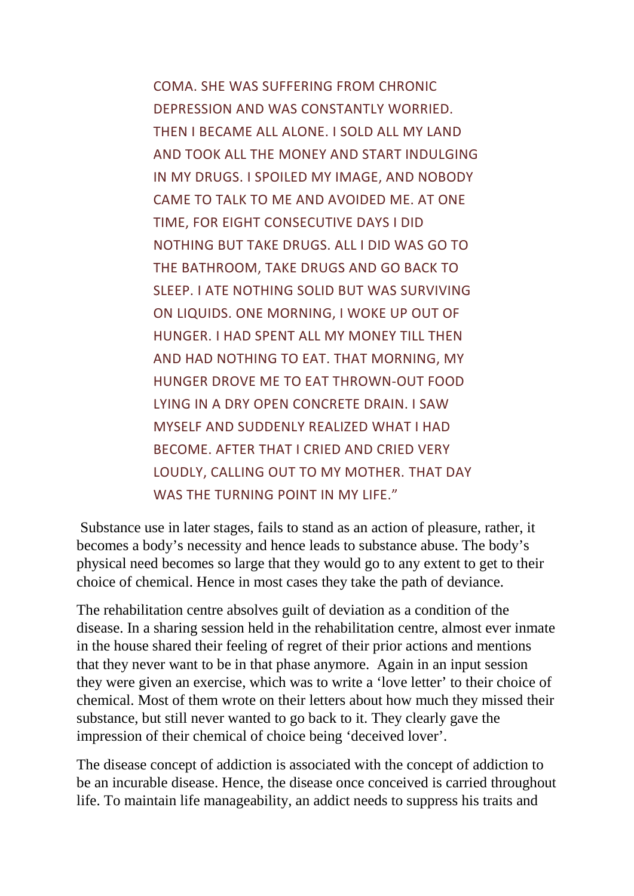> COMA. SHE WAS SUFFERING FROM CHRONIC DEPRESSION AND WAS CONSTANTLY WORRIED. THEN I BECAME ALL ALONE. I SOLD ALL MY LAND AND TOOK ALL THE MONEY AND START INDULGING IN MY DRUGS. I SPOILED MY IMAGE, AND NOBODY CAME TO TALK TO ME AND AVOIDED ME. AT ONE TIME, FOR EIGHT CONSECUTIVE DAYS I DID NOTHING BUT TAKE DRUGS. ALL I DID WAS GO TO THE BATHROOM, TAKE DRUGS AND GO BACK TO SLEEP. I ATE NOTHING SOLID BUT WAS SURVIVING ON LIQUIDS. ONE MORNING, I WOKE UP OUT OF HUNGER. I HAD SPENT ALL MY MONEY TILL THEN AND HAD NOTHING TO EAT. THAT MORNING, MY HUNGER DROVE ME TO EAT THROWN-OUT FOOD LYING IN A DRY OPEN CONCRETE DRAIN. I SAW MYSELF AND SUDDENLY REALIZED WHAT I HAD BECOME. AFTER THAT I CRIED AND CRIED VERY LOUDLY, CALLING OUT TO MY MOTHER. THAT DAY WAS THE TURNING POINT IN MY LIFE."

Substance use in later stages, fails to stand as an action of pleasure, rather, it becomes a body's necessity and hence leads to substance abuse. The body's physical need becomes so large that they would go to any extent to get to their choice of chemical. Hence in most cases they take the path of deviance.

The rehabilitation centre absolves guilt of deviation as a condition of the disease. In a sharing session held in the rehabilitation centre, almost ever inmate in the house shared their feeling of regret of their prior actions and mentions that they never want to be in that phase anymore. Again in an input session they were given an exercise, which was to write a 'love letter' to their choice of chemical. Most of them wrote on their letters about how much they missed their substance, but still never wanted to go back to it. They clearly gave the impression of their chemical of choice being 'deceived lover'.

The disease concept of addiction is associated with the concept of addiction to be an incurable disease. Hence, the disease once conceived is carried throughout life. To maintain life manageability, an addict needs to suppress his traits and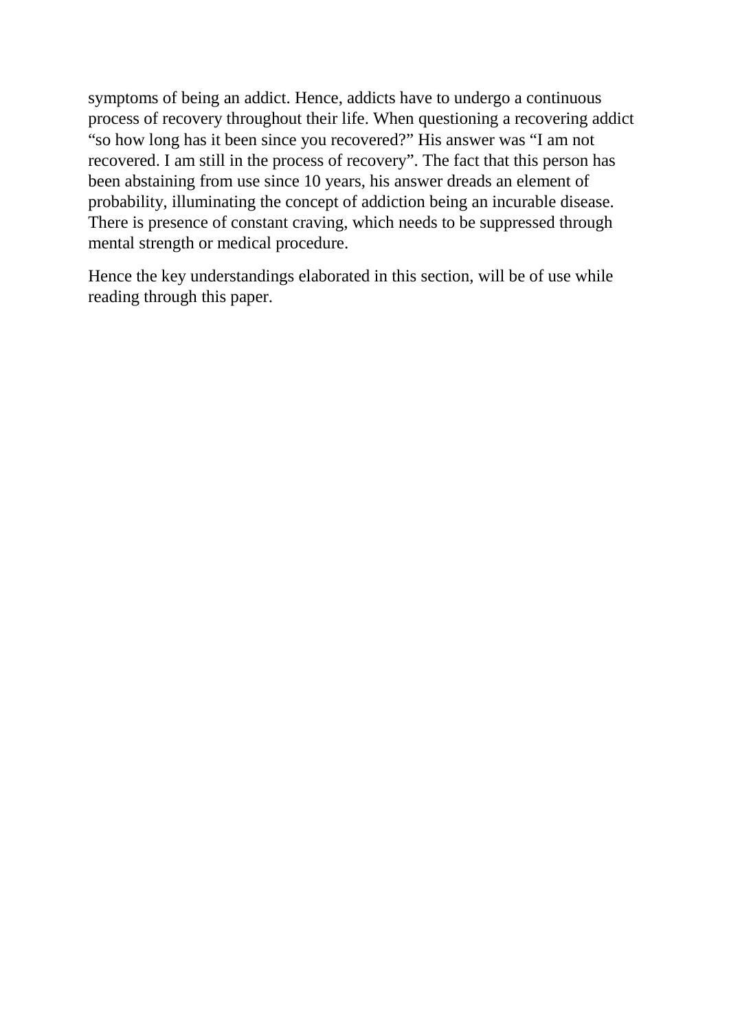symptoms of being an addict. Hence, addicts have to undergo a continuous process of recovery throughout their life. When questioning a recovering addict "so how long has it been since you recovered?" His answer was "I am not recovered. I am still in the process of recovery". The fact that this person has been abstaining from use since 10 years, his answer dreads an element of probability, illuminating the concept of addiction being an incurable disease. There is presence of constant craving, which needs to be suppressed through mental strength or medical procedure.

Hence the key understandings elaborated in this section, will be of use while reading through this paper.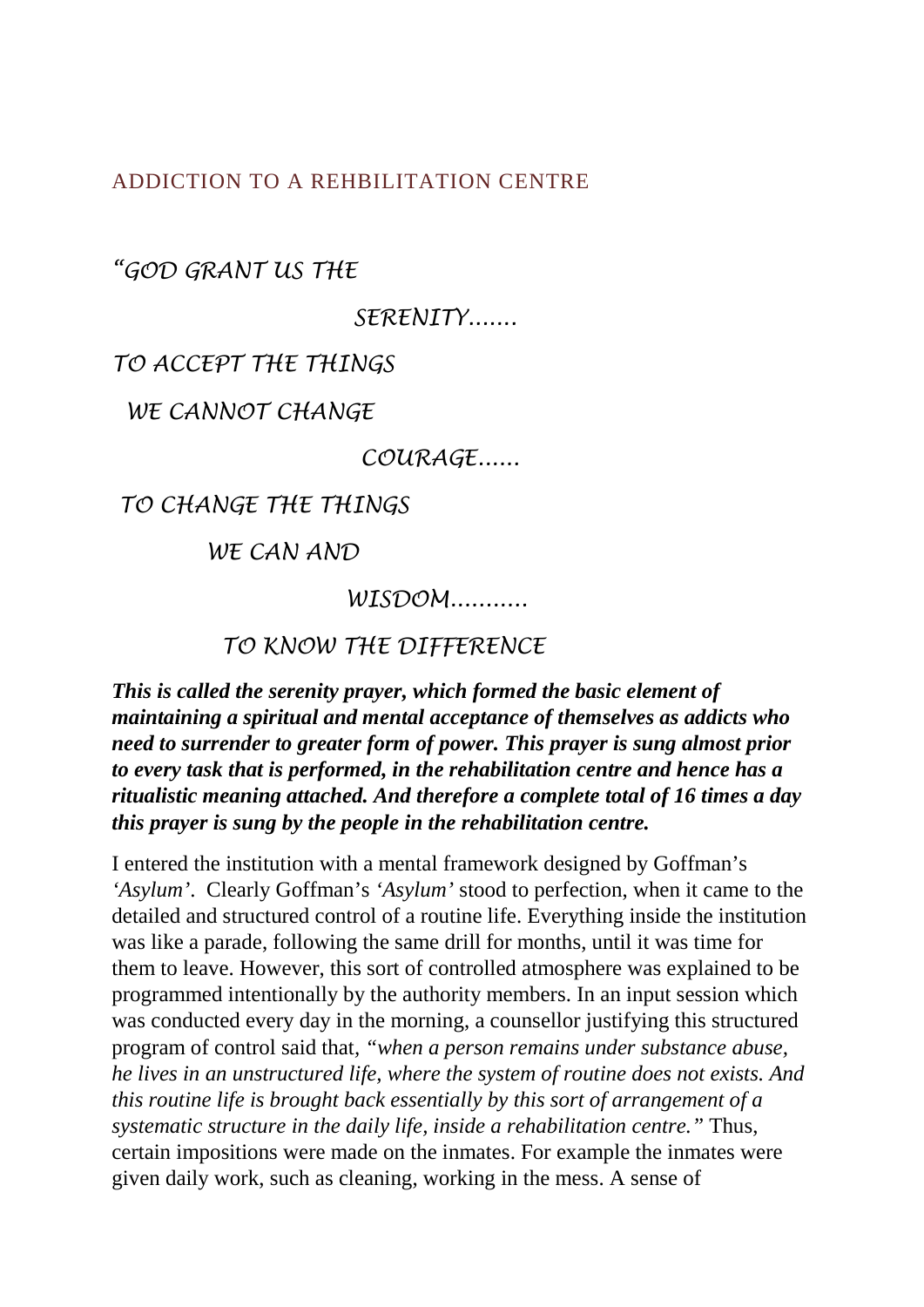## ADDICTION TO A REHBILITATION CENTRE

*"GOD GRANT US THE*

*SERENITY.......*

*TO ACCEPT THE THINGS*

*WE CANNOT CHANGE*

*COURAGE......*

*TO CHANGE THE THINGS*

*WE CAN AND*

*WISDOM...........*

*TO KNOW THE DIFFERENCE*

***This is called the serenity prayer, which formed the basic element of maintaining a spiritual and mental acceptance of themselves as addicts who need to surrender to greater form of power. This prayer is sung almost prior to every task that is performed, in the rehabilitation centre and hence has a ritualistic meaning attached. And therefore a complete total of 16 times a day this prayer is sung by the people in the rehabilitation centre.***

I entered the institution with a mental framework designed by Goffman's *'Asylum'*. Clearly Goffman's *'Asylum'* stood to perfection, when it came to the detailed and structured control of a routine life. Everything inside the institution was like a parade, following the same drill for months, until it was time for them to leave. However, this sort of controlled atmosphere was explained to be programmed intentionally by the authority members. In an input session which was conducted every day in the morning, a counsellor justifying this structured program of control said that, *"when a person remains under substance abuse, he lives in an unstructured life, where the system of routine does not exists. And this routine life is brought back essentially by this sort of arrangement of a systematic structure in the daily life, inside a rehabilitation centre."* Thus, certain impositions were made on the inmates. For example the inmates were given daily work, such as cleaning, working in the mess. A sense of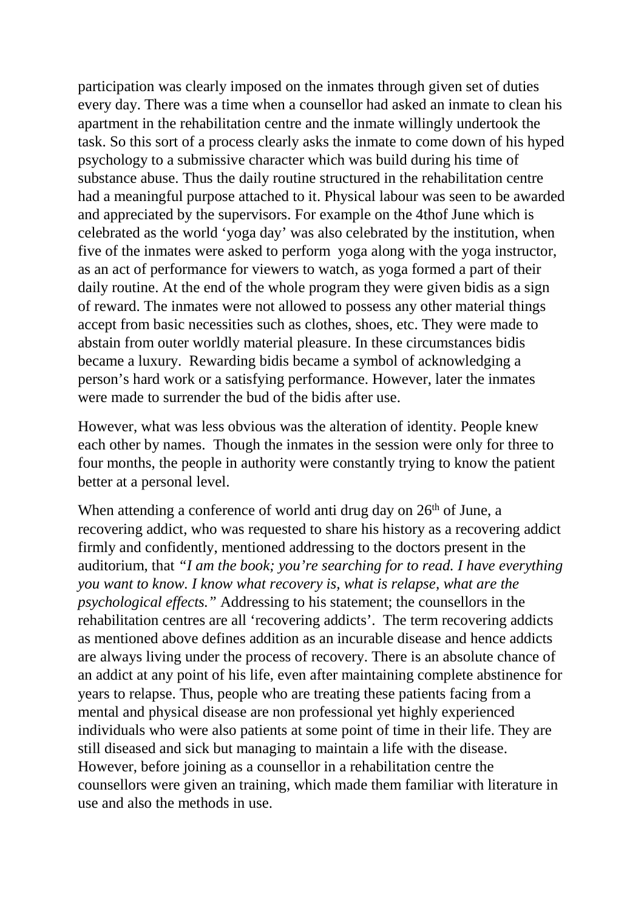participation was clearly imposed on the inmates through given set of duties every day. There was a time when a counsellor had asked an inmate to clean his apartment in the rehabilitation centre and the inmate willingly undertook the task. So this sort of a process clearly asks the inmate to come down of his hyped psychology to a submissive character which was build during his time of substance abuse. Thus the daily routine structured in the rehabilitation centre had a meaningful purpose attached to it. Physical labour was seen to be awarded and appreciated by the supervisors. For example on the 4thof June which is celebrated as the world 'yoga day' was also celebrated by the institution, when five of the inmates were asked to perform yoga along with the yoga instructor, as an act of performance for viewers to watch, as yoga formed a part of their daily routine. At the end of the whole program they were given bidis as a sign of reward. The inmates were not allowed to possess any other material things accept from basic necessities such as clothes, shoes, etc. They were made to abstain from outer worldly material pleasure. In these circumstances bidis became a luxury. Rewarding bidis became a symbol of acknowledging a person's hard work or a satisfying performance. However, later the inmates were made to surrender the bud of the bidis after use.

However, what was less obvious was the alteration of identity. People knew each other by names. Though the inmates in the session were only for three to four months, the people in authority were constantly trying to know the patient better at a personal level.

When attending a conference of world anti drug day on 26th of June, a recovering addict, who was requested to share his history as a recovering addict firmly and confidently, mentioned addressing to the doctors present in the auditorium, that *"I am the book; you're searching for to read. I have everything you want to know. I know what recovery is, what is relapse, what are the psychological effects."* Addressing to his statement; the counsellors in the rehabilitation centres are all 'recovering addicts'. The term recovering addicts as mentioned above defines addition as an incurable disease and hence addicts are always living under the process of recovery. There is an absolute chance of an addict at any point of his life, even after maintaining complete abstinence for years to relapse. Thus, people who are treating these patients facing from a mental and physical disease are non professional yet highly experienced individuals who were also patients at some point of time in their life. They are still diseased and sick but managing to maintain a life with the disease. However, before joining as a counsellor in a rehabilitation centre the counsellors were given an training, which made them familiar with literature in use and also the methods in use.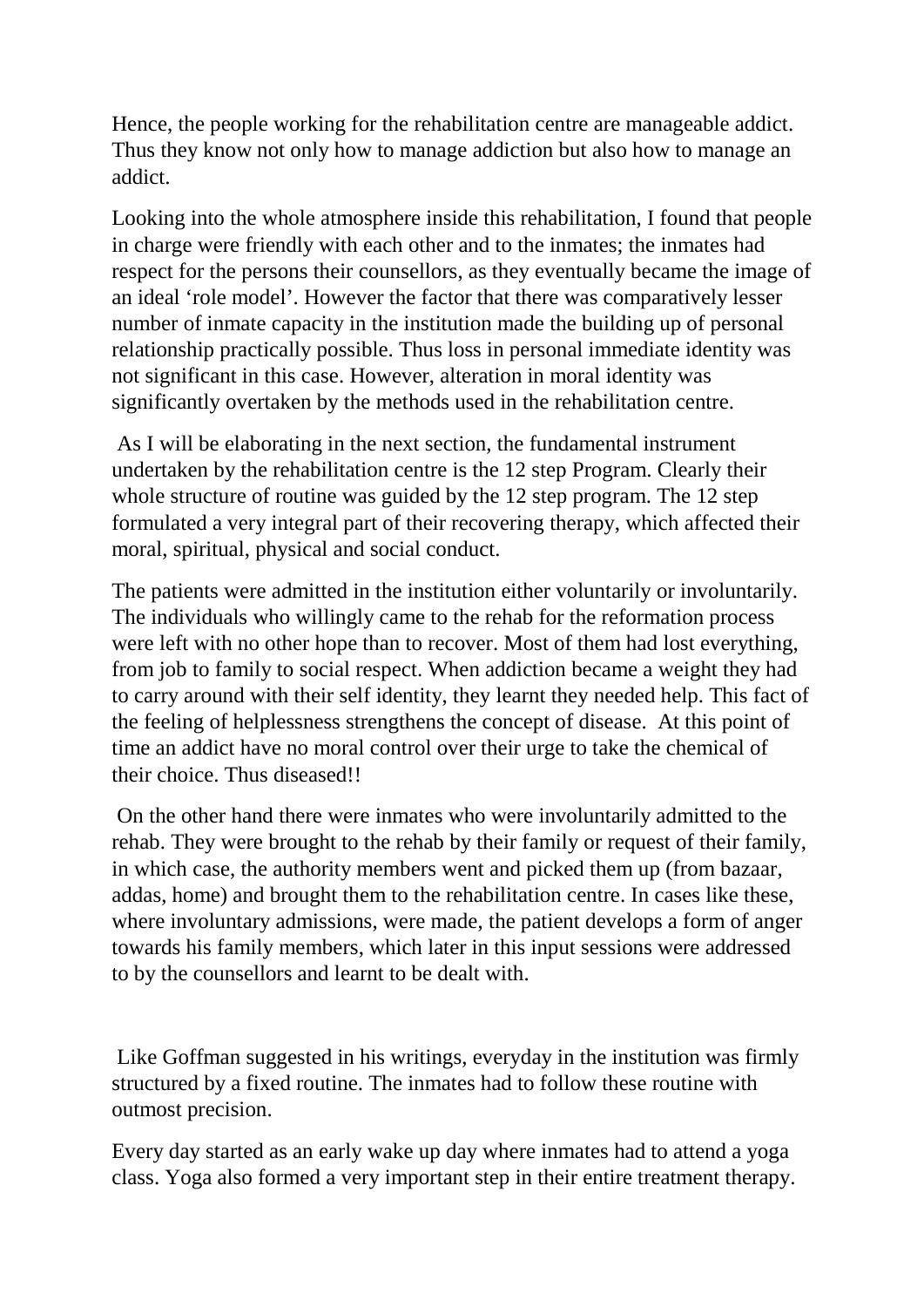Hence, the people working for the rehabilitation centre are manageable addict. Thus they know not only how to manage addiction but also how to manage an addict.

Looking into the whole atmosphere inside this rehabilitation, I found that people in charge were friendly with each other and to the inmates; the inmates had respect for the persons their counsellors, as they eventually became the image of an ideal 'role model'. However the factor that there was comparatively lesser number of inmate capacity in the institution made the building up of personal relationship practically possible. Thus loss in personal immediate identity was not significant in this case. However, alteration in moral identity was significantly overtaken by the methods used in the rehabilitation centre.

As I will be elaborating in the next section, the fundamental instrument undertaken by the rehabilitation centre is the 12 step Program. Clearly their whole structure of routine was guided by the 12 step program. The 12 step formulated a very integral part of their recovering therapy, which affected their moral, spiritual, physical and social conduct.

The patients were admitted in the institution either voluntarily or involuntarily. The individuals who willingly came to the rehab for the reformation process were left with no other hope than to recover. Most of them had lost everything, from job to family to social respect. When addiction became a weight they had to carry around with their self identity, they learnt they needed help. This fact of the feeling of helplessness strengthens the concept of disease. At this point of time an addict have no moral control over their urge to take the chemical of their choice. Thus diseased!!

On the other hand there were inmates who were involuntarily admitted to the rehab. They were brought to the rehab by their family or request of their family, in which case, the authority members went and picked them up (from bazaar, addas, home) and brought them to the rehabilitation centre. In cases like these, where involuntary admissions, were made, the patient develops a form of anger towards his family members, which later in this input sessions were addressed to by the counsellors and learnt to be dealt with.

Like Goffman suggested in his writings, everyday in the institution was firmly structured by a fixed routine. The inmates had to follow these routine with outmost precision.

Every day started as an early wake up day where inmates had to attend a yoga class. Yoga also formed a very important step in their entire treatment therapy.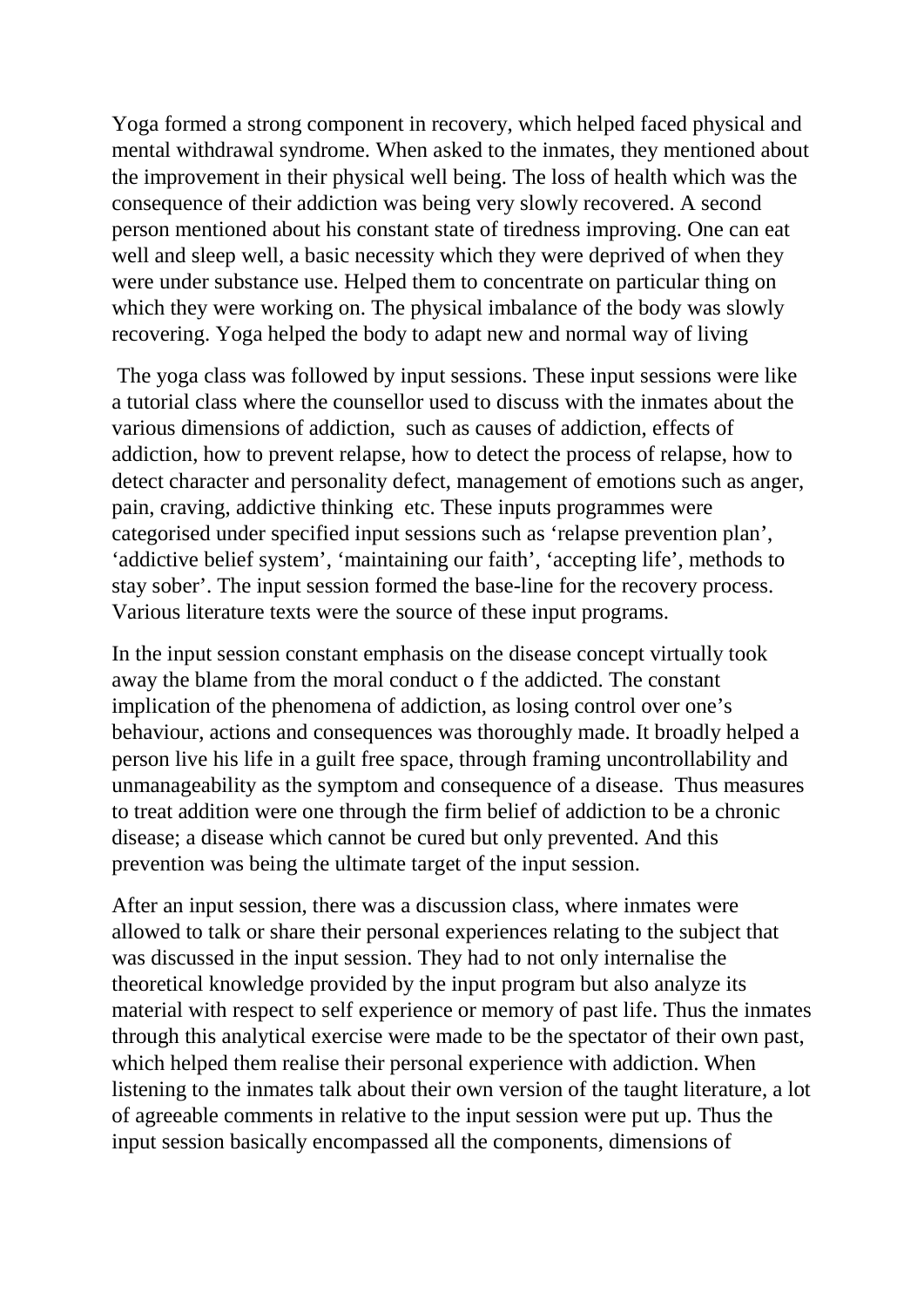Yoga formed a strong component in recovery, which helped faced physical and mental withdrawal syndrome. When asked to the inmates, they mentioned about the improvement in their physical well being. The loss of health which was the consequence of their addiction was being very slowly recovered. A second person mentioned about his constant state of tiredness improving. One can eat well and sleep well, a basic necessity which they were deprived of when they were under substance use. Helped them to concentrate on particular thing on which they were working on. The physical imbalance of the body was slowly recovering. Yoga helped the body to adapt new and normal way of living

The yoga class was followed by input sessions. These input sessions were like a tutorial class where the counsellor used to discuss with the inmates about the various dimensions of addiction, such as causes of addiction, effects of addiction, how to prevent relapse, how to detect the process of relapse, how to detect character and personality defect, management of emotions such as anger, pain, craving, addictive thinking etc. These inputs programmes were categorised under specified input sessions such as 'relapse prevention plan', 'addictive belief system', 'maintaining our faith', 'accepting life', methods to stay sober'. The input session formed the base-line for the recovery process. Various literature texts were the source of these input programs.

In the input session constant emphasis on the disease concept virtually took away the blame from the moral conduct o f the addicted. The constant implication of the phenomena of addiction, as losing control over one's behaviour, actions and consequences was thoroughly made. It broadly helped a person live his life in a guilt free space, through framing uncontrollability and unmanageability as the symptom and consequence of a disease. Thus measures to treat addition were one through the firm belief of addiction to be a chronic disease; a disease which cannot be cured but only prevented. And this prevention was being the ultimate target of the input session.

After an input session, there was a discussion class, where inmates were allowed to talk or share their personal experiences relating to the subject that was discussed in the input session. They had to not only internalise the theoretical knowledge provided by the input program but also analyze its material with respect to self experience or memory of past life. Thus the inmates through this analytical exercise were made to be the spectator of their own past, which helped them realise their personal experience with addiction. When listening to the inmates talk about their own version of the taught literature, a lot of agreeable comments in relative to the input session were put up. Thus the input session basically encompassed all the components, dimensions of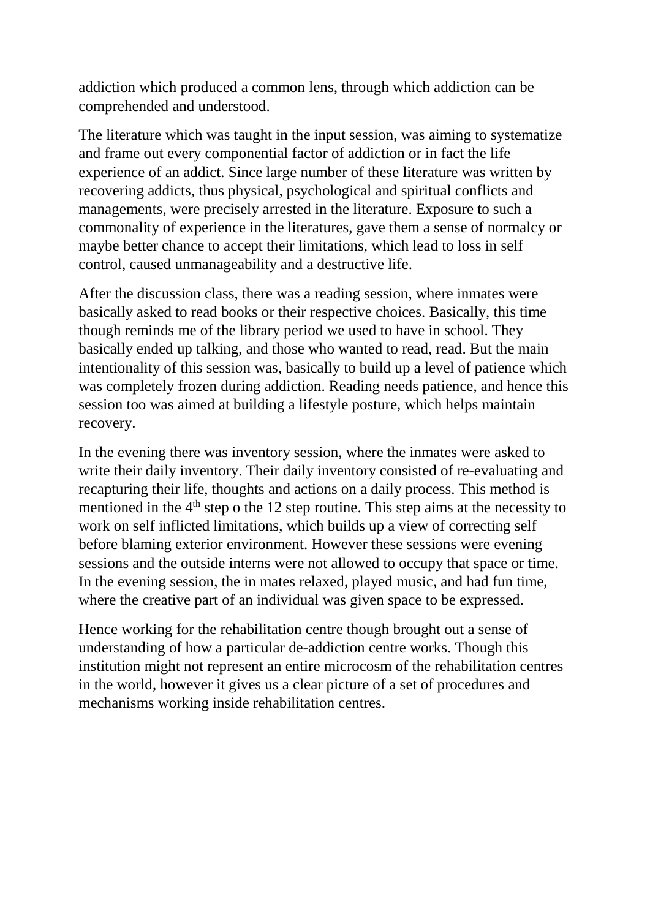addiction which produced a common lens, through which addiction can be comprehended and understood.

The literature which was taught in the input session, was aiming to systematize and frame out every componential factor of addiction or in fact the life experience of an addict. Since large number of these literature was written by recovering addicts, thus physical, psychological and spiritual conflicts and managements, were precisely arrested in the literature. Exposure to such a commonality of experience in the literatures, gave them a sense of normalcy or maybe better chance to accept their limitations, which lead to loss in self control, caused unmanageability and a destructive life.

After the discussion class, there was a reading session, where inmates were basically asked to read books or their respective choices. Basically, this time though reminds me of the library period we used to have in school. They basically ended up talking, and those who wanted to read, read. But the main intentionality of this session was, basically to build up a level of patience which was completely frozen during addiction. Reading needs patience, and hence this session too was aimed at building a lifestyle posture, which helps maintain recovery.

In the evening there was inventory session, where the inmates were asked to write their daily inventory. Their daily inventory consisted of re-evaluating and recapturing their life, thoughts and actions on a daily process. This method is mentioned in the 4th step o the 12 step routine. This step aims at the necessity to work on self inflicted limitations, which builds up a view of correcting self before blaming exterior environment. However these sessions were evening sessions and the outside interns were not allowed to occupy that space or time. In the evening session, the in mates relaxed, played music, and had fun time, where the creative part of an individual was given space to be expressed.

Hence working for the rehabilitation centre though brought out a sense of understanding of how a particular de-addiction centre works. Though this institution might not represent an entire microcosm of the rehabilitation centres in the world, however it gives us a clear picture of a set of procedures and mechanisms working inside rehabilitation centres.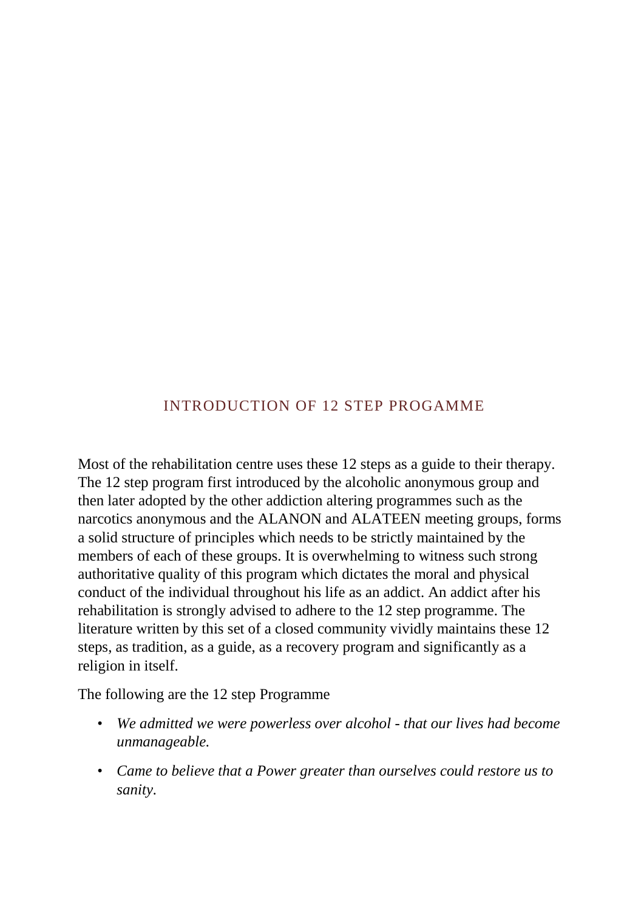## INTRODUCTION OF 12 STEP PROGAMME

Most of the rehabilitation centre uses these 12 steps as a guide to their therapy. The 12 step program first introduced by the alcoholic anonymous group and then later adopted by the other addiction altering programmes such as the narcotics anonymous and the ALANON and ALATEEN meeting groups, forms a solid structure of principles which needs to be strictly maintained by the members of each of these groups. It is overwhelming to witness such strong authoritative quality of this program which dictates the moral and physical conduct of the individual throughout his life as an addict. An addict after his rehabilitation is strongly advised to adhere to the 12 step programme. The literature written by this set of a closed community vividly maintains these 12 steps, as tradition, as a guide, as a recovery program and significantly as a religion in itself.

The following are the 12 step Programme

- *We admitted we were powerless over alcohol - that our lives had become unmanageable.*
- *Came to believe that a Power greater than ourselves could restore us to sanity.*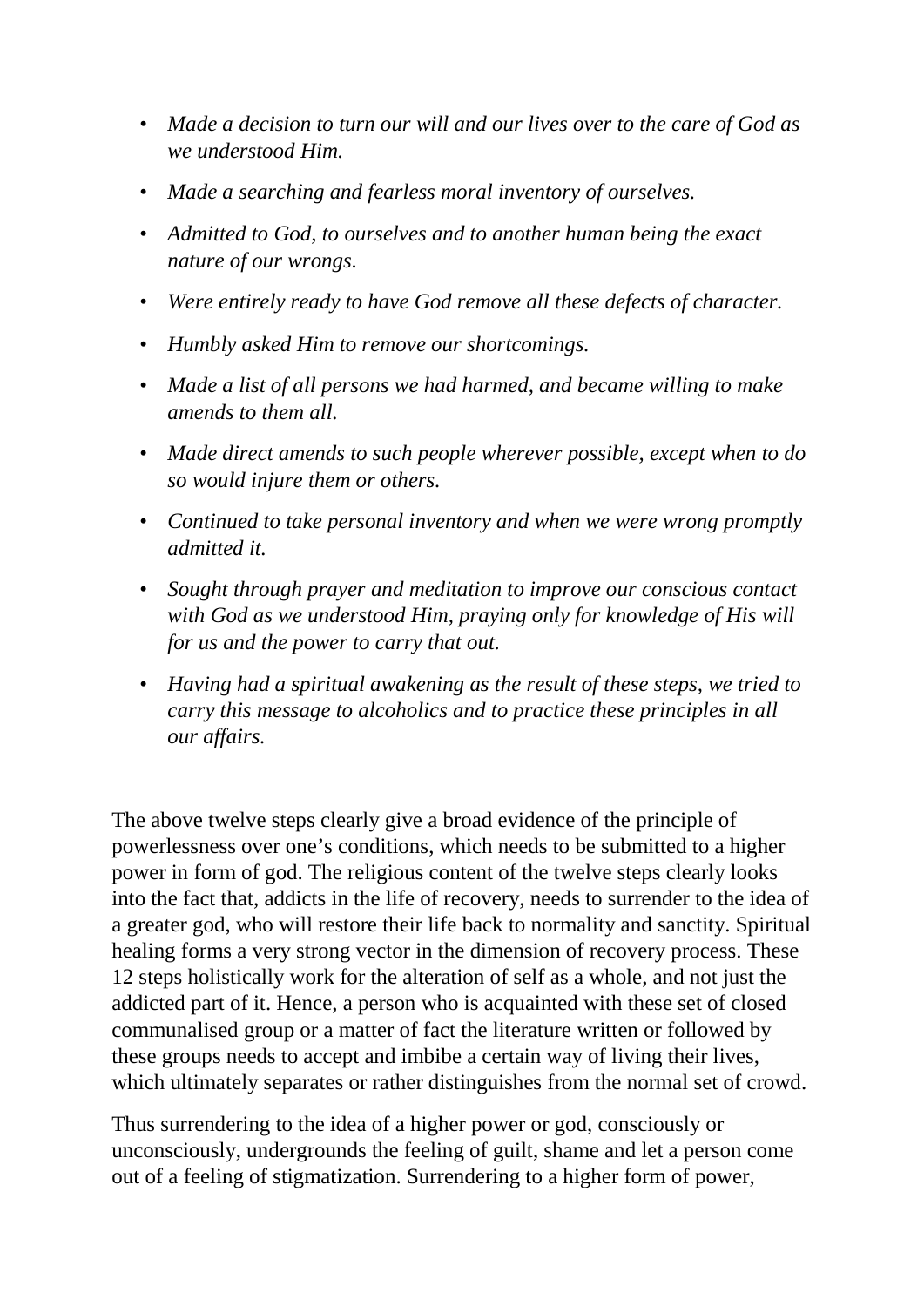- *Made a decision to turn our will and our lives over to the care of God as we understood Him.*
- *Made a searching and fearless moral inventory of ourselves.*
- *Admitted to God, to ourselves and to another human being the exact nature of our wrongs.*
- *Were entirely ready to have God remove all these defects of character.*
- *Humbly asked Him to remove our shortcomings.*
- *Made a list of all persons we had harmed, and became willing to make amends to them all.*
- *Made direct amends to such people wherever possible, except when to do so would injure them or others.*
- *Continued to take personal inventory and when we were wrong promptly admitted it.*
- *Sought through prayer and meditation to improve our conscious contact with God as we understood Him, praying only for knowledge of His will for us and the power to carry that out.*
- *Having had a spiritual awakening as the result of these steps, we tried to carry this message to alcoholics and to practice these principles in all our affairs.*

The above twelve steps clearly give a broad evidence of the principle of powerlessness over one's conditions, which needs to be submitted to a higher power in form of god. The religious content of the twelve steps clearly looks into the fact that, addicts in the life of recovery, needs to surrender to the idea of a greater god, who will restore their life back to normality and sanctity. Spiritual healing forms a very strong vector in the dimension of recovery process. These 12 steps holistically work for the alteration of self as a whole, and not just the addicted part of it. Hence, a person who is acquainted with these set of closed communalised group or a matter of fact the literature written or followed by these groups needs to accept and imbibe a certain way of living their lives, which ultimately separates or rather distinguishes from the normal set of crowd.

Thus surrendering to the idea of a higher power or god, consciously or unconsciously, undergrounds the feeling of guilt, shame and let a person come out of a feeling of stigmatization. Surrendering to a higher form of power,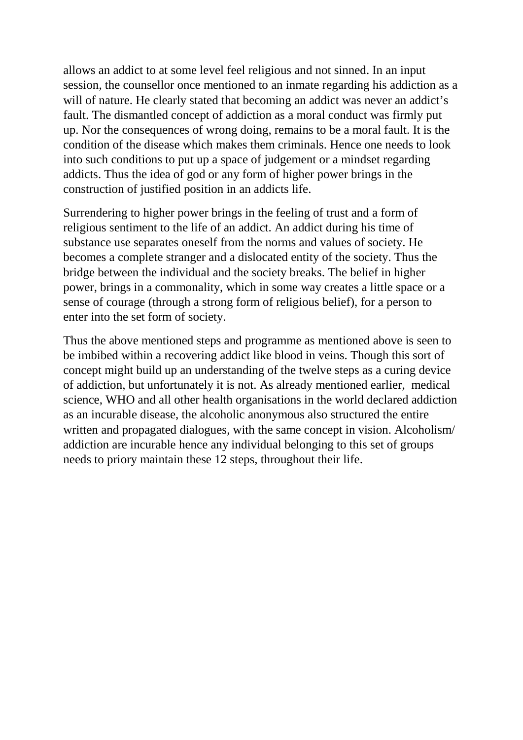allows an addict to at some level feel religious and not sinned. In an input session, the counsellor once mentioned to an inmate regarding his addiction as a will of nature. He clearly stated that becoming an addict was never an addict's fault. The dismantled concept of addiction as a moral conduct was firmly put up. Nor the consequences of wrong doing, remains to be a moral fault. It is the condition of the disease which makes them criminals. Hence one needs to look into such conditions to put up a space of judgement or a mindset regarding addicts. Thus the idea of god or any form of higher power brings in the construction of justified position in an addicts life.

Surrendering to higher power brings in the feeling of trust and a form of religious sentiment to the life of an addict. An addict during his time of substance use separates oneself from the norms and values of society. He becomes a complete stranger and a dislocated entity of the society. Thus the bridge between the individual and the society breaks. The belief in higher power, brings in a commonality, which in some way creates a little space or a sense of courage (through a strong form of religious belief), for a person to enter into the set form of society.

Thus the above mentioned steps and programme as mentioned above is seen to be imbibed within a recovering addict like blood in veins. Though this sort of concept might build up an understanding of the twelve steps as a curing device of addiction, but unfortunately it is not. As already mentioned earlier, medical science, WHO and all other health organisations in the world declared addiction as an incurable disease, the alcoholic anonymous also structured the entire written and propagated dialogues, with the same concept in vision. Alcoholism/ addiction are incurable hence any individual belonging to this set of groups needs to priory maintain these 12 steps, throughout their life.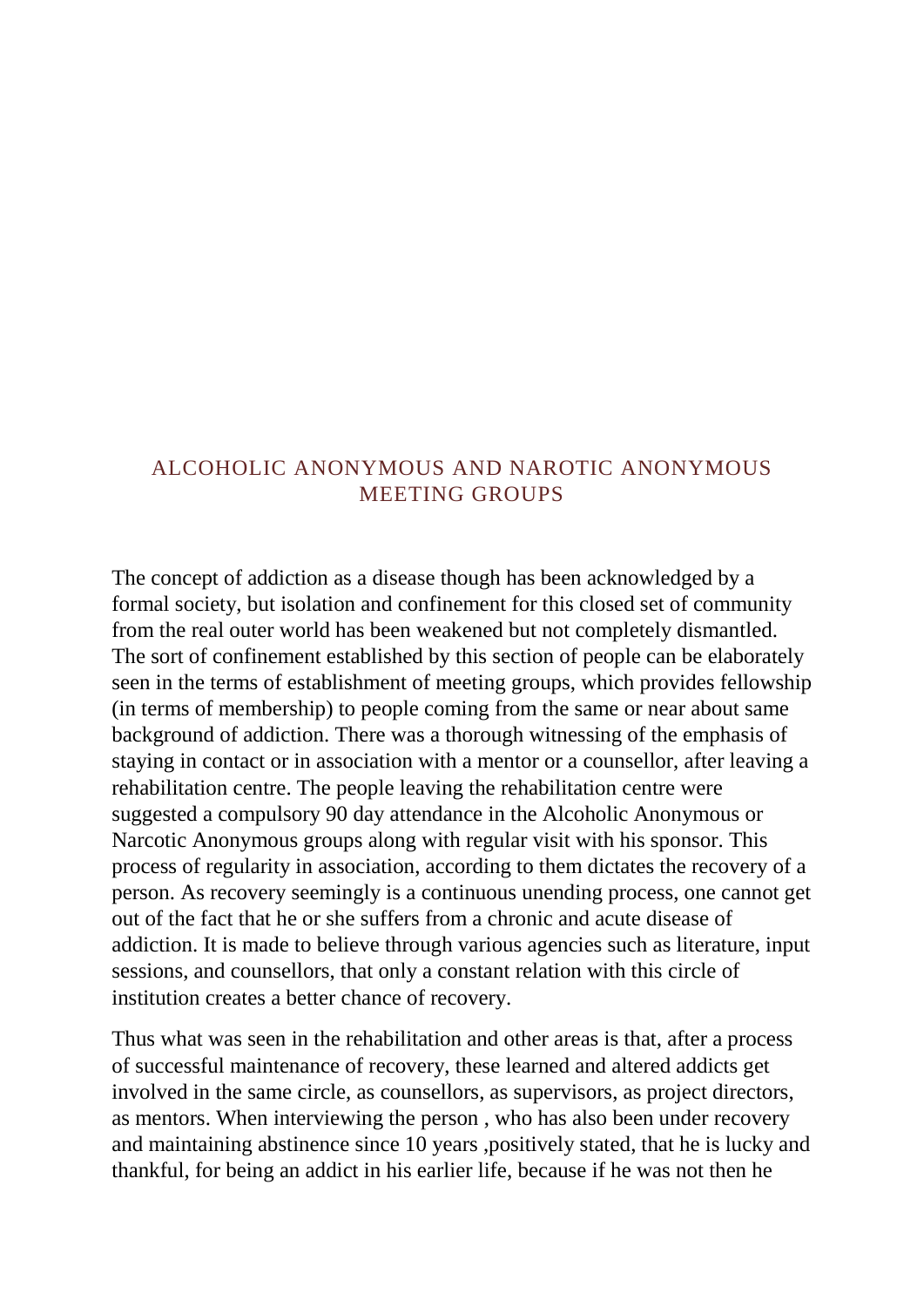## ALCOHOLIC ANONYMOUS AND NAROTIC ANONYMOUS MEETING GROUPS

The concept of addiction as a disease though has been acknowledged by a formal society, but isolation and confinement for this closed set of community from the real outer world has been weakened but not completely dismantled. The sort of confinement established by this section of people can be elaborately seen in the terms of establishment of meeting groups, which provides fellowship (in terms of membership) to people coming from the same or near about same background of addiction. There was a thorough witnessing of the emphasis of staying in contact or in association with a mentor or a counsellor, after leaving a rehabilitation centre. The people leaving the rehabilitation centre were suggested a compulsory 90 day attendance in the Alcoholic Anonymous or Narcotic Anonymous groups along with regular visit with his sponsor. This process of regularity in association, according to them dictates the recovery of a person. As recovery seemingly is a continuous unending process, one cannot get out of the fact that he or she suffers from a chronic and acute disease of addiction. It is made to believe through various agencies such as literature, input sessions, and counsellors, that only a constant relation with this circle of institution creates a better chance of recovery.

Thus what was seen in the rehabilitation and other areas is that, after a process of successful maintenance of recovery, these learned and altered addicts get involved in the same circle, as counsellors, as supervisors, as project directors, as mentors. When interviewing the person , who has also been under recovery and maintaining abstinence since 10 years ,positively stated, that he is lucky and thankful, for being an addict in his earlier life, because if he was not then he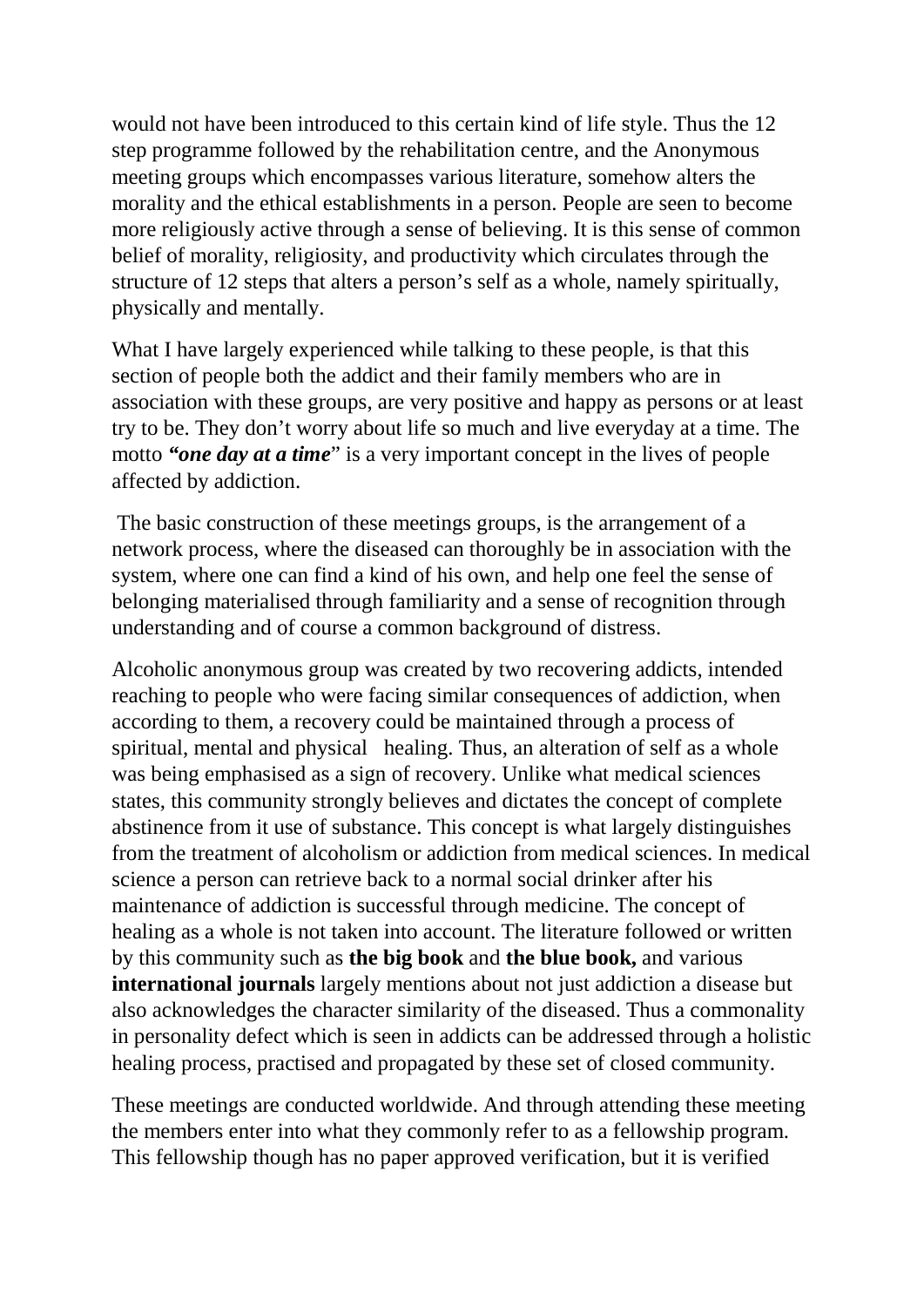would not have been introduced to this certain kind of life style. Thus the 12 step programme followed by the rehabilitation centre, and the Anonymous meeting groups which encompasses various literature, somehow alters the morality and the ethical establishments in a person. People are seen to become more religiously active through a sense of believing. It is this sense of common belief of morality, religiosity, and productivity which circulates through the structure of 12 steps that alters a person's self as a whole, namely spiritually, physically and mentally.

What I have largely experienced while talking to these people, is that this section of people both the addict and their family members who are in association with these groups, are very positive and happy as persons or at least try to be. They don't worry about life so much and live everyday at a time. The motto ***"one day at a time***" is a very important concept in the lives of people affected by addiction.

The basic construction of these meetings groups, is the arrangement of a network process, where the diseased can thoroughly be in association with the system, where one can find a kind of his own, and help one feel the sense of belonging materialised through familiarity and a sense of recognition through understanding and of course a common background of distress.

Alcoholic anonymous group was created by two recovering addicts, intended reaching to people who were facing similar consequences of addiction, when according to them, a recovery could be maintained through a process of spiritual, mental and physical healing. Thus, an alteration of self as a whole was being emphasised as a sign of recovery. Unlike what medical sciences states, this community strongly believes and dictates the concept of complete abstinence from it use of substance. This concept is what largely distinguishes from the treatment of alcoholism or addiction from medical sciences. In medical science a person can retrieve back to a normal social drinker after his maintenance of addiction is successful through medicine. The concept of healing as a whole is not taken into account. The literature followed or written by this community such as **the big book** and **the blue book,** and various **international journals** largely mentions about not just addiction a disease but also acknowledges the character similarity of the diseased. Thus a commonality in personality defect which is seen in addicts can be addressed through a holistic healing process, practised and propagated by these set of closed community.

These meetings are conducted worldwide. And through attending these meeting the members enter into what they commonly refer to as a fellowship program. This fellowship though has no paper approved verification, but it is verified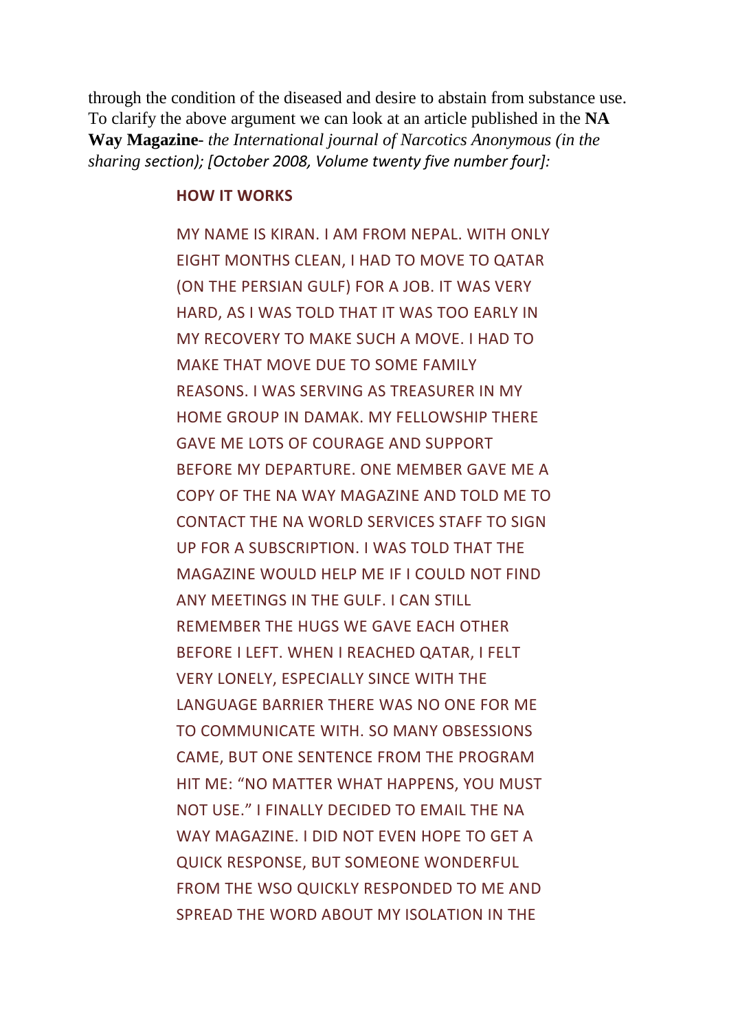through the condition of the diseased and desire to abstain from substance use. To clarify the above argument we can look at an article published in the **NA Way Magazine**- *the International journal of Narcotics Anonymous (in the sharing section); [October 2008, Volume twenty five number four]:*

> **HOW IT WORKS**
>
> MY NAME IS KIRAN. I AM FROM NEPAL. WITH ONLY EIGHT MONTHS CLEAN, I HAD TO MOVE TO QATAR (ON THE PERSIAN GULF) FOR A JOB. IT WAS VERY HARD, AS I WAS TOLD THAT IT WAS TOO EARLY IN MY RECOVERY TO MAKE SUCH A MOVE. I HAD TO MAKE THAT MOVE DUE TO SOME FAMILY REASONS. I WAS SERVING AS TREASURER IN MY HOME GROUP IN DAMAK. MY FELLOWSHIP THERE GAVE ME LOTS OF COURAGE AND SUPPORT BEFORE MY DEPARTURE. ONE MEMBER GAVE ME A COPY OF THE NA WAY MAGAZINE AND TOLD ME TO CONTACT THE NA WORLD SERVICES STAFF TO SIGN UP FOR A SUBSCRIPTION. I WAS TOLD THAT THE MAGAZINE WOULD HELP ME IF I COULD NOT FIND ANY MEETINGS IN THE GULF. I CAN STILL REMEMBER THE HUGS WE GAVE EACH OTHER BEFORE I LEFT. WHEN I REACHED QATAR, I FELT VERY LONELY, ESPECIALLY SINCE WITH THE LANGUAGE BARRIER THERE WAS NO ONE FOR ME TO COMMUNICATE WITH. SO MANY OBSESSIONS CAME, BUT ONE SENTENCE FROM THE PROGRAM HIT ME: "NO MATTER WHAT HAPPENS, YOU MUST NOT USE." I FINALLY DECIDED TO EMAIL THE NA WAY MAGAZINE. I DID NOT EVEN HOPE TO GET A QUICK RESPONSE, BUT SOMEONE WONDERFUL FROM THE WSO QUICKLY RESPONDED TO ME AND SPREAD THE WORD ABOUT MY ISOLATION IN THE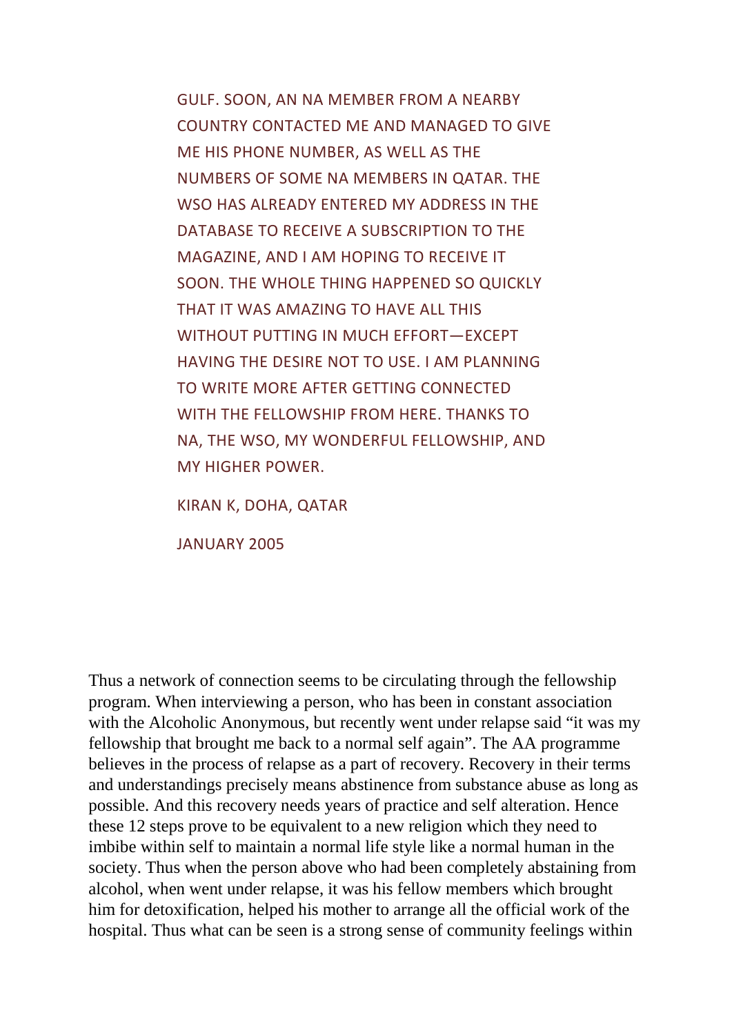GULF. SOON, AN NA MEMBER FROM A NEARBY COUNTRY CONTACTED ME AND MANAGED TO GIVE ME HIS PHONE NUMBER, AS WELL AS THE NUMBERS OF SOME NA MEMBERS IN QATAR. THE WSO HAS ALREADY ENTERED MY ADDRESS IN THE DATABASE TO RECEIVE A SUBSCRIPTION TO THE MAGAZINE, AND I AM HOPING TO RECEIVE IT SOON. THE WHOLE THING HAPPENED SO QUICKLY THAT IT WAS AMAZING TO HAVE ALL THIS WITHOUT PUTTING IN MUCH EFFORT—EXCEPT HAVING THE DESIRE NOT TO USE. I AM PLANNING TO WRITE MORE AFTER GETTING CONNECTED WITH THE FELLOWSHIP FROM HERE. THANKS TO NA, THE WSO, MY WONDERFUL FELLOWSHIP, AND MY HIGHER POWER.

KIRAN K, DOHA, QATAR

JANUARY 2005

Thus a network of connection seems to be circulating through the fellowship program. When interviewing a person, who has been in constant association with the Alcoholic Anonymous, but recently went under relapse said "it was my fellowship that brought me back to a normal self again". The AA programme believes in the process of relapse as a part of recovery. Recovery in their terms and understandings precisely means abstinence from substance abuse as long as possible. And this recovery needs years of practice and self alteration. Hence these 12 steps prove to be equivalent to a new religion which they need to imbibe within self to maintain a normal life style like a normal human in the society. Thus when the person above who had been completely abstaining from alcohol, when went under relapse, it was his fellow members which brought him for detoxification, helped his mother to arrange all the official work of the hospital. Thus what can be seen is a strong sense of community feelings within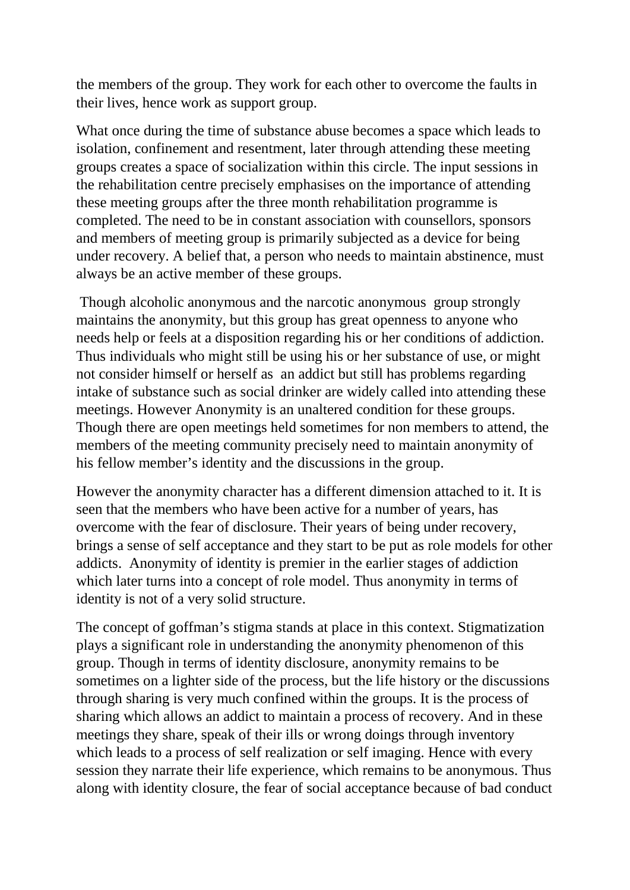the members of the group. They work for each other to overcome the faults in their lives, hence work as support group.

What once during the time of substance abuse becomes a space which leads to isolation, confinement and resentment, later through attending these meeting groups creates a space of socialization within this circle. The input sessions in the rehabilitation centre precisely emphasises on the importance of attending these meeting groups after the three month rehabilitation programme is completed. The need to be in constant association with counsellors, sponsors and members of meeting group is primarily subjected as a device for being under recovery. A belief that, a person who needs to maintain abstinence, must always be an active member of these groups.

Though alcoholic anonymous and the narcotic anonymous group strongly maintains the anonymity, but this group has great openness to anyone who needs help or feels at a disposition regarding his or her conditions of addiction. Thus individuals who might still be using his or her substance of use, or might not consider himself or herself as an addict but still has problems regarding intake of substance such as social drinker are widely called into attending these meetings. However Anonymity is an unaltered condition for these groups. Though there are open meetings held sometimes for non members to attend, the members of the meeting community precisely need to maintain anonymity of his fellow member's identity and the discussions in the group.

However the anonymity character has a different dimension attached to it. It is seen that the members who have been active for a number of years, has overcome with the fear of disclosure. Their years of being under recovery, brings a sense of self acceptance and they start to be put as role models for other addicts. Anonymity of identity is premier in the earlier stages of addiction which later turns into a concept of role model. Thus anonymity in terms of identity is not of a very solid structure.

The concept of goffman's stigma stands at place in this context. Stigmatization plays a significant role in understanding the anonymity phenomenon of this group. Though in terms of identity disclosure, anonymity remains to be sometimes on a lighter side of the process, but the life history or the discussions through sharing is very much confined within the groups. It is the process of sharing which allows an addict to maintain a process of recovery. And in these meetings they share, speak of their ills or wrong doings through inventory which leads to a process of self realization or self imaging. Hence with every session they narrate their life experience, which remains to be anonymous. Thus along with identity closure, the fear of social acceptance because of bad conduct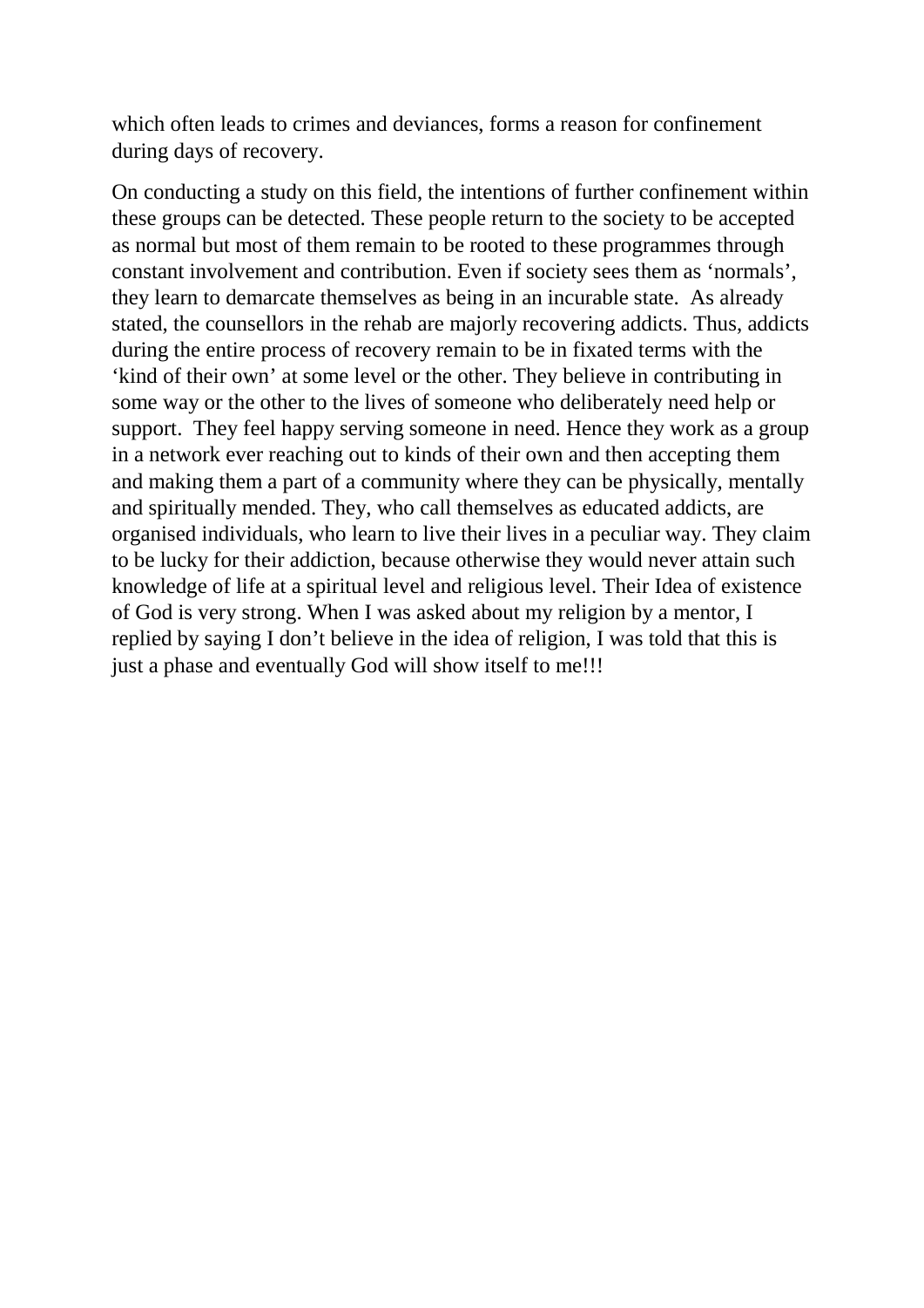which often leads to crimes and deviances, forms a reason for confinement during days of recovery.

On conducting a study on this field, the intentions of further confinement within these groups can be detected. These people return to the society to be accepted as normal but most of them remain to be rooted to these programmes through constant involvement and contribution. Even if society sees them as 'normals', they learn to demarcate themselves as being in an incurable state. As already stated, the counsellors in the rehab are majorly recovering addicts. Thus, addicts during the entire process of recovery remain to be in fixated terms with the 'kind of their own' at some level or the other. They believe in contributing in some way or the other to the lives of someone who deliberately need help or support. They feel happy serving someone in need. Hence they work as a group in a network ever reaching out to kinds of their own and then accepting them and making them a part of a community where they can be physically, mentally and spiritually mended. They, who call themselves as educated addicts, are organised individuals, who learn to live their lives in a peculiar way. They claim to be lucky for their addiction, because otherwise they would never attain such knowledge of life at a spiritual level and religious level. Their Idea of existence of God is very strong. When I was asked about my religion by a mentor, I replied by saying I don't believe in the idea of religion, I was told that this is just a phase and eventually God will show itself to me!!!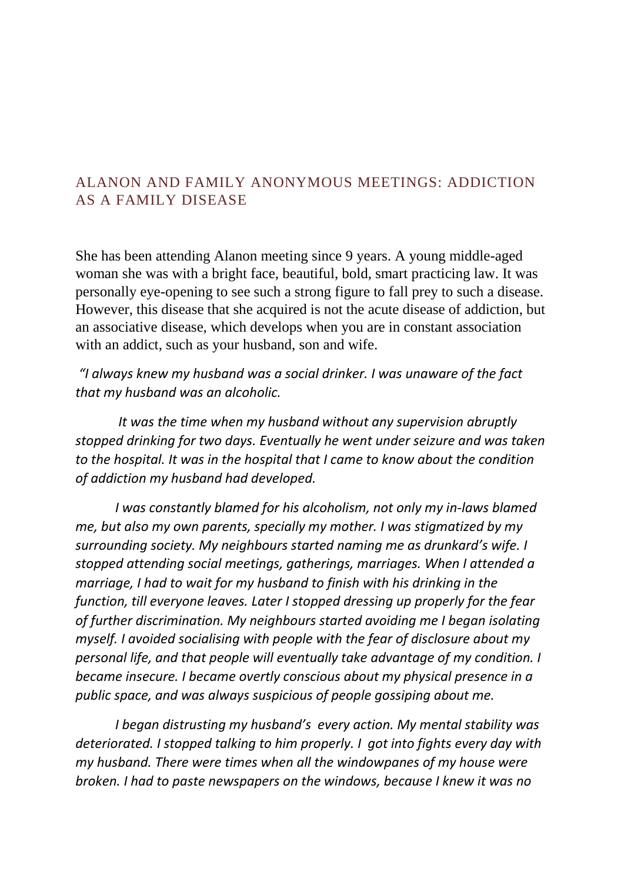## ALANON AND FAMILY ANONYMOUS MEETINGS: ADDICTION AS A FAMILY DISEASE

She has been attending Alanon meeting since 9 years. A young middle-aged woman she was with a bright face, beautiful, bold, smart practicing law. It was personally eye-opening to see such a strong figure to fall prey to such a disease. However, this disease that she acquired is not the acute disease of addiction, but an associative disease, which develops when you are in constant association with an addict, such as your husband, son and wife.

*"I always knew my husband was a social drinker. I was unaware of the fact that my husband was an alcoholic.*

*It was the time when my husband without any supervision abruptly stopped drinking for two days. Eventually he went under seizure and was taken to the hospital. It was in the hospital that I came to know about the condition of addiction my husband had developed.*

*I was constantly blamed for his alcoholism, not only my in-laws blamed me, but also my own parents, specially my mother. I was stigmatized by my surrounding society. My neighbours started naming me as drunkard's wife. I stopped attending social meetings, gatherings, marriages. When I attended a marriage, I had to wait for my husband to finish with his drinking in the function, till everyone leaves. Later I stopped dressing up properly for the fear of further discrimination. My neighbours started avoiding me I began isolating myself. I avoided socialising with people with the fear of disclosure about my personal life, and that people will eventually take advantage of my condition. I became insecure. I became overtly conscious about my physical presence in a public space, and was always suspicious of people gossiping about me.*

*I began distrusting my husband's every action. My mental stability was deteriorated. I stopped talking to him properly. I got into fights every day with my husband. There were times when all the windowpanes of my house were broken. I had to paste newspapers on the windows, because I knew it was no*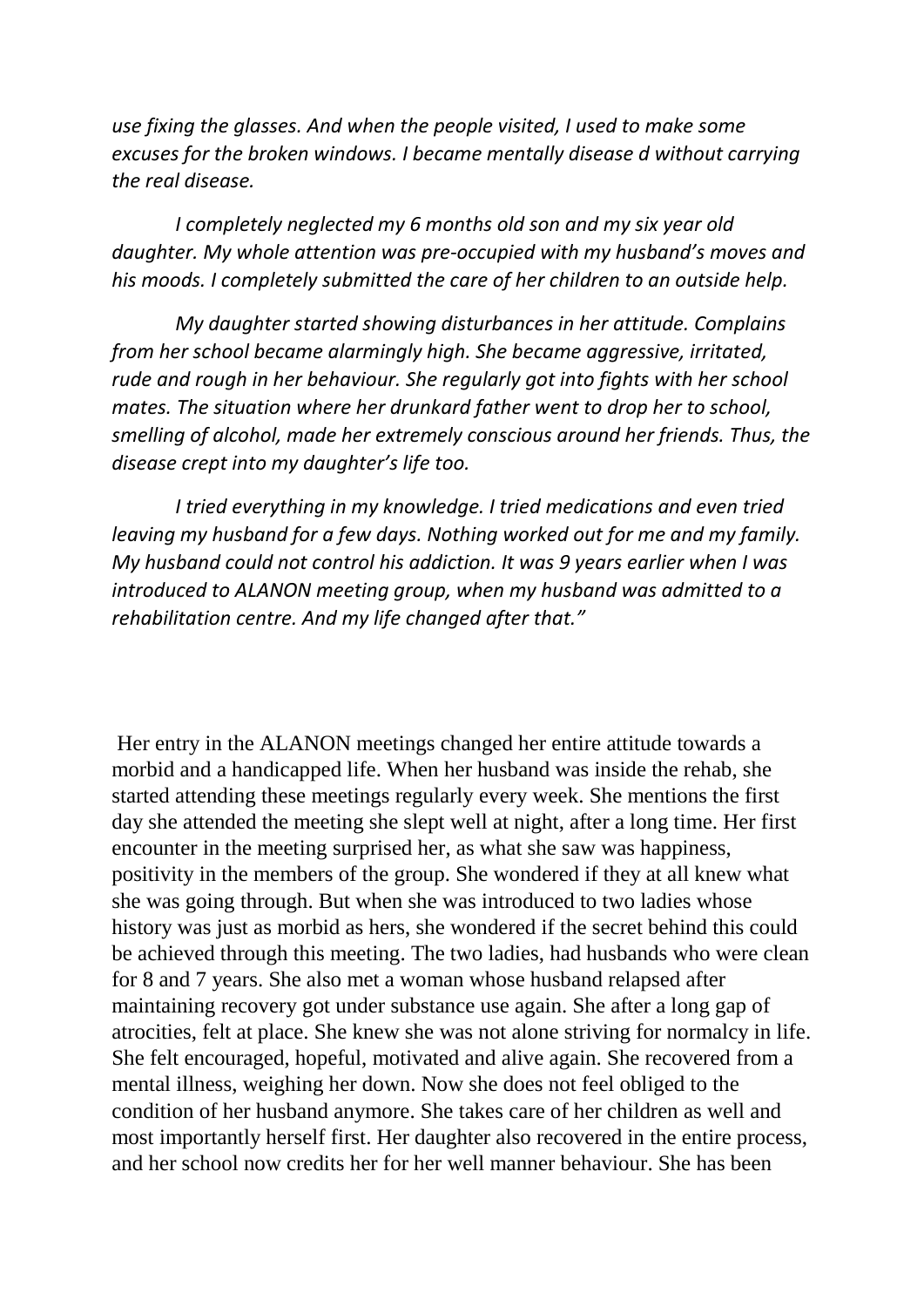*use fixing the glasses. And when the people visited, I used to make some excuses for the broken windows. I became mentally disease d without carrying the real disease.*

*I completely neglected my 6 months old son and my six year old daughter. My whole attention was pre-occupied with my husband's moves and his moods. I completely submitted the care of her children to an outside help.*

*My daughter started showing disturbances in her attitude. Complains from her school became alarmingly high. She became aggressive, irritated, rude and rough in her behaviour. She regularly got into fights with her school mates. The situation where her drunkard father went to drop her to school, smelling of alcohol, made her extremely conscious around her friends. Thus, the disease crept into my daughter's life too.*

*I tried everything in my knowledge. I tried medications and even tried leaving my husband for a few days. Nothing worked out for me and my family. My husband could not control his addiction. It was 9 years earlier when I was introduced to ALANON meeting group, when my husband was admitted to a rehabilitation centre. And my life changed after that."*

Her entry in the ALANON meetings changed her entire attitude towards a morbid and a handicapped life. When her husband was inside the rehab, she started attending these meetings regularly every week. She mentions the first day she attended the meeting she slept well at night, after a long time. Her first encounter in the meeting surprised her, as what she saw was happiness, positivity in the members of the group. She wondered if they at all knew what she was going through. But when she was introduced to two ladies whose history was just as morbid as hers, she wondered if the secret behind this could be achieved through this meeting. The two ladies, had husbands who were clean for 8 and 7 years. She also met a woman whose husband relapsed after maintaining recovery got under substance use again. She after a long gap of atrocities, felt at place. She knew she was not alone striving for normalcy in life. She felt encouraged, hopeful, motivated and alive again. She recovered from a mental illness, weighing her down. Now she does not feel obliged to the condition of her husband anymore. She takes care of her children as well and most importantly herself first. Her daughter also recovered in the entire process, and her school now credits her for her well manner behaviour. She has been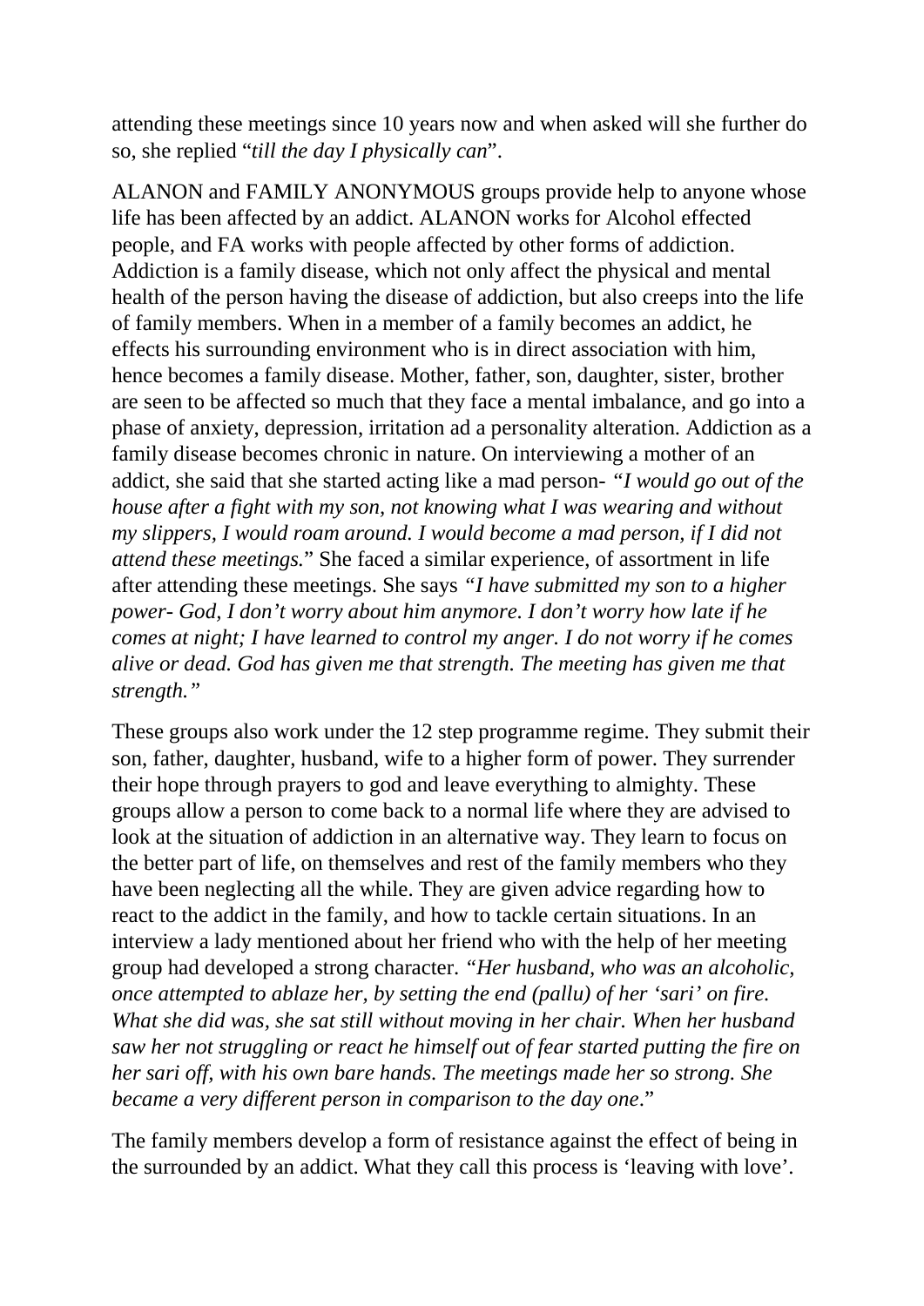attending these meetings since 10 years now and when asked will she further do so, she replied "*till the day I physically can*".

ALANON and FAMILY ANONYMOUS groups provide help to anyone whose life has been affected by an addict. ALANON works for Alcohol effected people, and FA works with people affected by other forms of addiction. Addiction is a family disease, which not only affect the physical and mental health of the person having the disease of addiction, but also creeps into the life of family members. When in a member of a family becomes an addict, he effects his surrounding environment who is in direct association with him, hence becomes a family disease. Mother, father, son, daughter, sister, brother are seen to be affected so much that they face a mental imbalance, and go into a phase of anxiety, depression, irritation ad a personality alteration. Addiction as a family disease becomes chronic in nature. On interviewing a mother of an addict, she said that she started acting like a mad person- *"I would go out of the house after a fight with my son, not knowing what I was wearing and without my slippers, I would roam around. I would become a mad person, if I did not attend these meetings.*" She faced a similar experience, of assortment in life after attending these meetings. She says *"I have submitted my son to a higher power- God, I don't worry about him anymore. I don't worry how late if he comes at night; I have learned to control my anger. I do not worry if he comes alive or dead. God has given me that strength. The meeting has given me that strength."*

These groups also work under the 12 step programme regime. They submit their son, father, daughter, husband, wife to a higher form of power. They surrender their hope through prayers to god and leave everything to almighty. These groups allow a person to come back to a normal life where they are advised to look at the situation of addiction in an alternative way. They learn to focus on the better part of life, on themselves and rest of the family members who they have been neglecting all the while. They are given advice regarding how to react to the addict in the family, and how to tackle certain situations. In an interview a lady mentioned about her friend who with the help of her meeting group had developed a strong character. *"Her husband, who was an alcoholic, once attempted to ablaze her, by setting the end (pallu) of her 'sari' on fire. What she did was, she sat still without moving in her chair. When her husband saw her not struggling or react he himself out of fear started putting the fire on her sari off, with his own bare hands. The meetings made her so strong. She became a very different person in comparison to the day one*."

The family members develop a form of resistance against the effect of being in the surrounded by an addict. What they call this process is 'leaving with love'.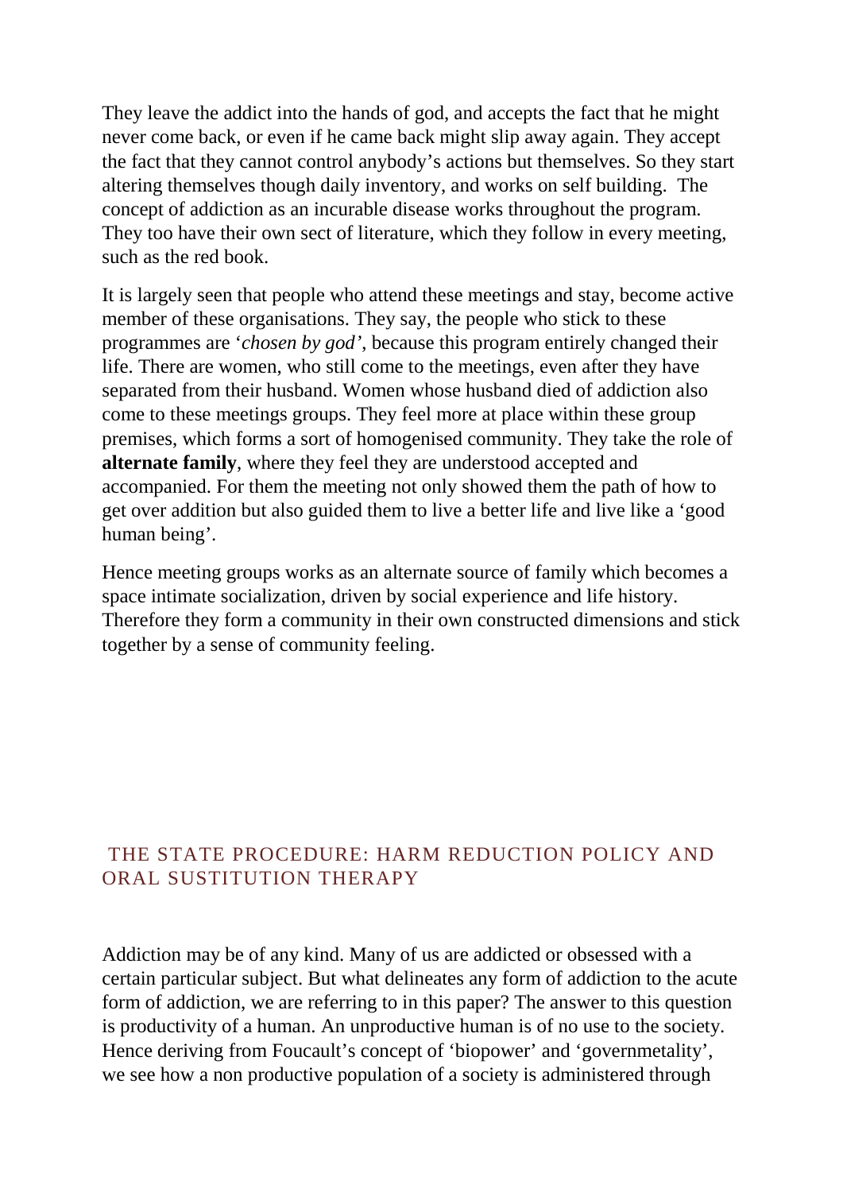They leave the addict into the hands of god, and accepts the fact that he might never come back, or even if he came back might slip away again. They accept the fact that they cannot control anybody's actions but themselves. So they start altering themselves though daily inventory, and works on self building. The concept of addiction as an incurable disease works throughout the program. They too have their own sect of literature, which they follow in every meeting, such as the red book.

It is largely seen that people who attend these meetings and stay, become active member of these organisations. They say, the people who stick to these programmes are '*chosen by god'*, because this program entirely changed their life. There are women, who still come to the meetings, even after they have separated from their husband. Women whose husband died of addiction also come to these meetings groups. They feel more at place within these group premises, which forms a sort of homogenised community. They take the role of **alternate family**, where they feel they are understood accepted and accompanied. For them the meeting not only showed them the path of how to get over addition but also guided them to live a better life and live like a 'good human being'.

Hence meeting groups works as an alternate source of family which becomes a space intimate socialization, driven by social experience and life history. Therefore they form a community in their own constructed dimensions and stick together by a sense of community feeling.

## THE STATE PROCEDURE: HARM REDUCTION POLICY AND ORAL SUSTITUTION THERAPY

Addiction may be of any kind. Many of us are addicted or obsessed with a certain particular subject. But what delineates any form of addiction to the acute form of addiction, we are referring to in this paper? The answer to this question is productivity of a human. An unproductive human is of no use to the society. Hence deriving from Foucault's concept of 'biopower' and 'governmetality', we see how a non productive population of a society is administered through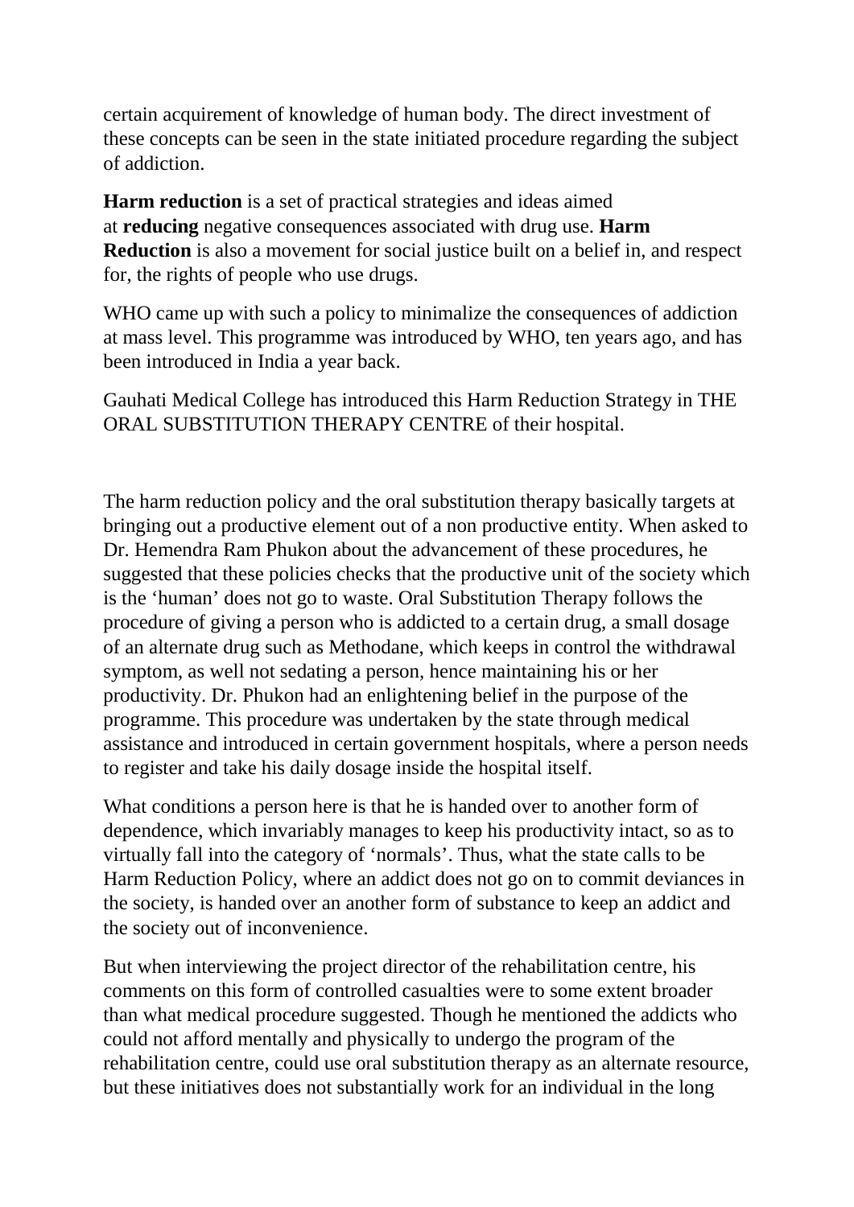certain acquirement of knowledge of human body. The direct investment of these concepts can be seen in the state initiated procedure regarding the subject of addiction.

**Harm reduction** is a set of practical strategies and ideas aimed at **reducing** negative consequences associated with drug use. **Harm Reduction** is also a movement for social justice built on a belief in, and respect for, the rights of people who use drugs.

WHO came up with such a policy to minimalize the consequences of addiction at mass level. This programme was introduced by WHO, ten years ago, and has been introduced in India a year back.

Gauhati Medical College has introduced this Harm Reduction Strategy in THE ORAL SUBSTITUTION THERAPY CENTRE of their hospital.

The harm reduction policy and the oral substitution therapy basically targets at bringing out a productive element out of a non productive entity. When asked to Dr. Hemendra Ram Phukon about the advancement of these procedures, he suggested that these policies checks that the productive unit of the society which is the 'human' does not go to waste. Oral Substitution Therapy follows the procedure of giving a person who is addicted to a certain drug, a small dosage of an alternate drug such as Methodane, which keeps in control the withdrawal symptom, as well not sedating a person, hence maintaining his or her productivity. Dr. Phukon had an enlightening belief in the purpose of the programme. This procedure was undertaken by the state through medical assistance and introduced in certain government hospitals, where a person needs to register and take his daily dosage inside the hospital itself.

What conditions a person here is that he is handed over to another form of dependence, which invariably manages to keep his productivity intact, so as to virtually fall into the category of 'normals'. Thus, what the state calls to be Harm Reduction Policy, where an addict does not go on to commit deviances in the society, is handed over an another form of substance to keep an addict and the society out of inconvenience.

But when interviewing the project director of the rehabilitation centre, his comments on this form of controlled casualties were to some extent broader than what medical procedure suggested. Though he mentioned the addicts who could not afford mentally and physically to undergo the program of the rehabilitation centre, could use oral substitution therapy as an alternate resource, but these initiatives does not substantially work for an individual in the long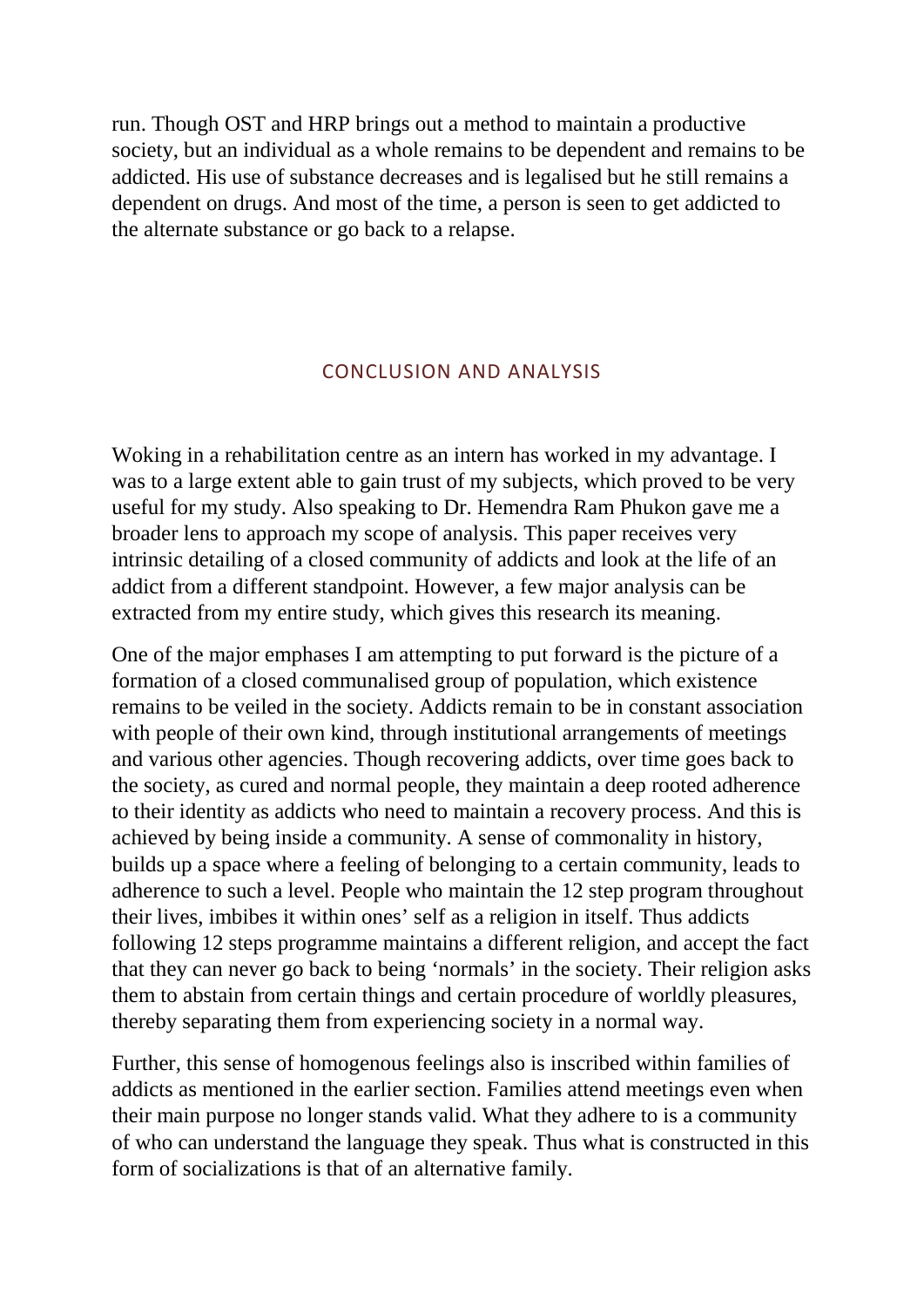run. Though OST and HRP brings out a method to maintain a productive society, but an individual as a whole remains to be dependent and remains to be addicted. His use of substance decreases and is legalised but he still remains a dependent on drugs. And most of the time, a person is seen to get addicted to the alternate substance or go back to a relapse.

## CONCLUSION AND ANALYSIS

Woking in a rehabilitation centre as an intern has worked in my advantage. I was to a large extent able to gain trust of my subjects, which proved to be very useful for my study. Also speaking to Dr. Hemendra Ram Phukon gave me a broader lens to approach my scope of analysis. This paper receives very intrinsic detailing of a closed community of addicts and look at the life of an addict from a different standpoint. However, a few major analysis can be extracted from my entire study, which gives this research its meaning.

One of the major emphases I am attempting to put forward is the picture of a formation of a closed communalised group of population, which existence remains to be veiled in the society. Addicts remain to be in constant association with people of their own kind, through institutional arrangements of meetings and various other agencies. Though recovering addicts, over time goes back to the society, as cured and normal people, they maintain a deep rooted adherence to their identity as addicts who need to maintain a recovery process. And this is achieved by being inside a community. A sense of commonality in history, builds up a space where a feeling of belonging to a certain community, leads to adherence to such a level. People who maintain the 12 step program throughout their lives, imbibes it within ones' self as a religion in itself. Thus addicts following 12 steps programme maintains a different religion, and accept the fact that they can never go back to being 'normals' in the society. Their religion asks them to abstain from certain things and certain procedure of worldly pleasures, thereby separating them from experiencing society in a normal way.

Further, this sense of homogenous feelings also is inscribed within families of addicts as mentioned in the earlier section. Families attend meetings even when their main purpose no longer stands valid. What they adhere to is a community of who can understand the language they speak. Thus what is constructed in this form of socializations is that of an alternative family.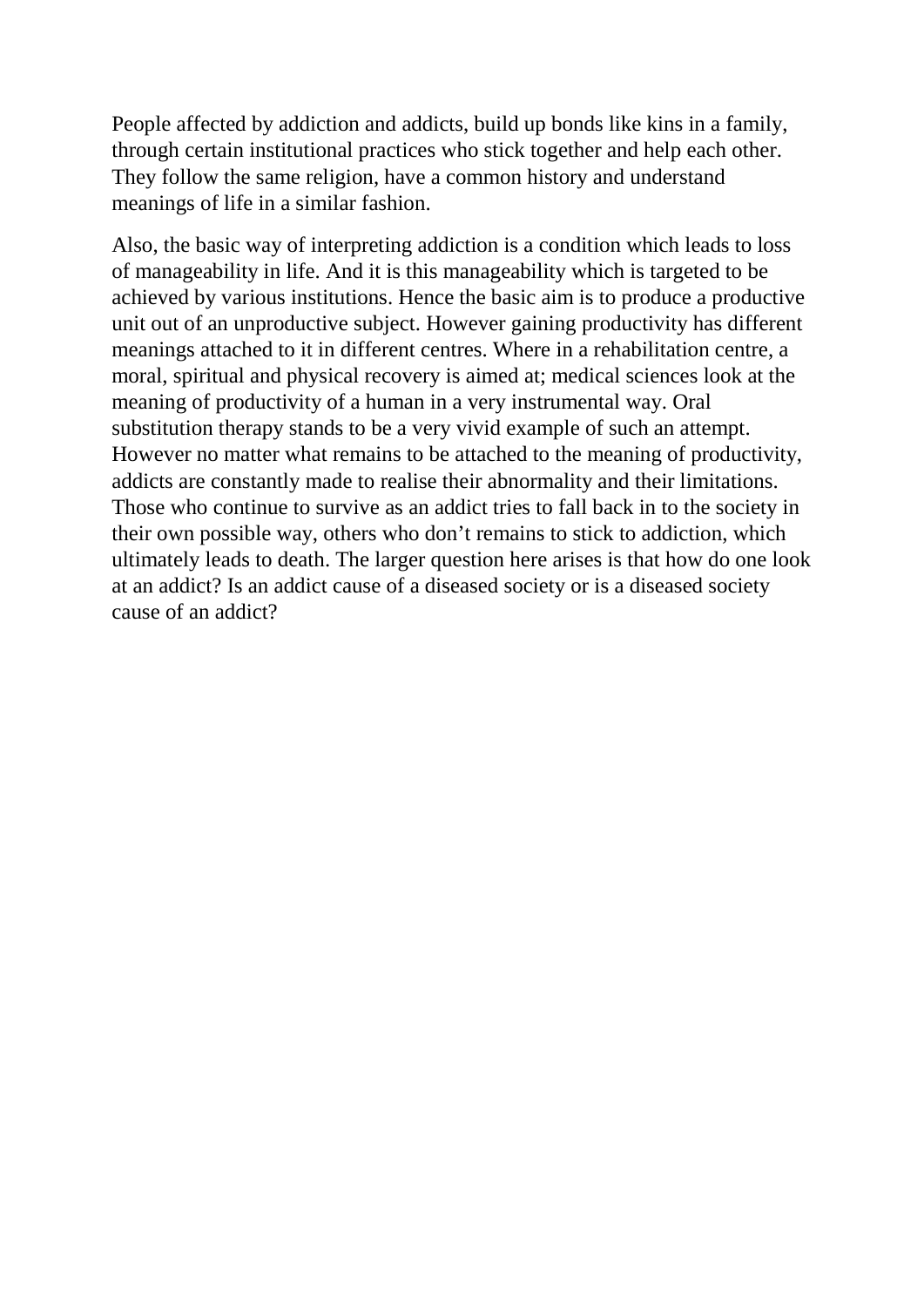People affected by addiction and addicts, build up bonds like kins in a family, through certain institutional practices who stick together and help each other. They follow the same religion, have a common history and understand meanings of life in a similar fashion.

Also, the basic way of interpreting addiction is a condition which leads to loss of manageability in life. And it is this manageability which is targeted to be achieved by various institutions. Hence the basic aim is to produce a productive unit out of an unproductive subject. However gaining productivity has different meanings attached to it in different centres. Where in a rehabilitation centre, a moral, spiritual and physical recovery is aimed at; medical sciences look at the meaning of productivity of a human in a very instrumental way. Oral substitution therapy stands to be a very vivid example of such an attempt. However no matter what remains to be attached to the meaning of productivity, addicts are constantly made to realise their abnormality and their limitations. Those who continue to survive as an addict tries to fall back in to the society in their own possible way, others who don't remains to stick to addiction, which ultimately leads to death. The larger question here arises is that how do one look at an addict? Is an addict cause of a diseased society or is a diseased society cause of an addict?